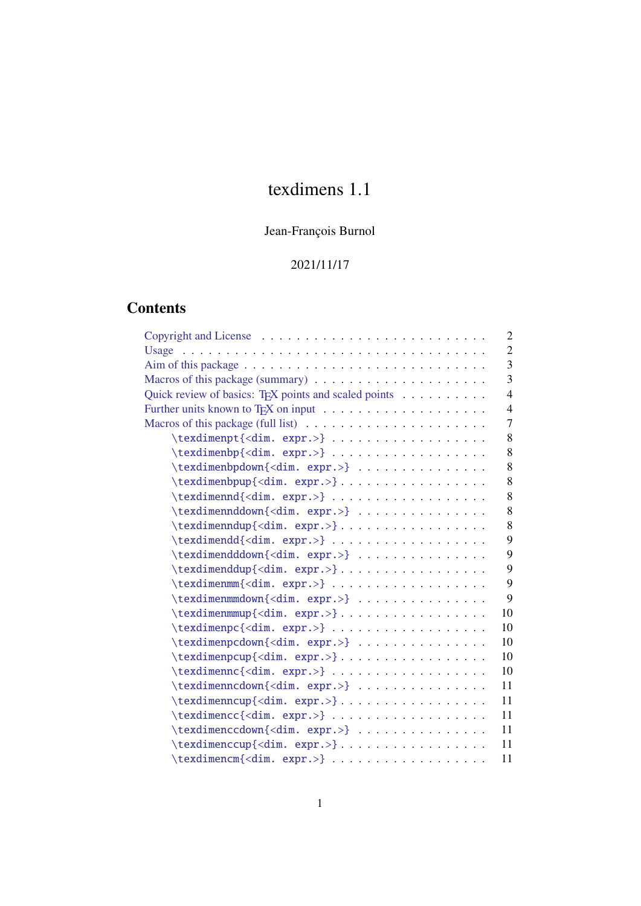# texdimens 1.1

Jean-François Burnol

2021/11/17

## Contents

- Copyright and License . . . . . . . . . . . . . . . . . . . . . . . . . 2
- Usage . . . . . . . . . . . . . . . . . . . . . . . . . . . . . . . . . 2
- Aim of this package . . . . . . . . . . . . . . . . . . . . . . . . . . 3
- Macros of this package (summary) . . . . . . . . . . . . . . . . . . . 3
- Quick review of basics: TEX points and scaled points . . . . . . . . . 4
- Further units known to TEX on input . . . . . . . . . . . . . . . . . 4
- Macros of this package (full list) . . . . . . . . . . . . . . . . . . 7
  - `\texdimenpt{<dim. expr.>}` . . . . . . . . . . . . . . . . 8
  - `\texdimenbp{<dim. expr.>}` . . . . . . . . . . . . . . . . 8
  - `\texdimenbpdown{<dim. expr.>}` . . . . . . . . . . . . . . 8
  - `\texdimenbpup{<dim. expr.>}` . . . . . . . . . . . . . . . 8
  - `\texdimennd{<dim. expr.>}` . . . . . . . . . . . . . . . . 8
  - `\texdimennddown{<dim. expr.>}` . . . . . . . . . . . . . . 8
  - `\texdimenndup{<dim. expr.>}` . . . . . . . . . . . . . . . 8
  - `\texdimendd{<dim. expr.>}` . . . . . . . . . . . . . . . . 9
  - `\texdimendddown{<dim. expr.>}` . . . . . . . . . . . . . . 9
  - `\texdimenddup{<dim. expr.>}` . . . . . . . . . . . . . . . 9
  - `\texdimenmm{<dim. expr.>}` . . . . . . . . . . . . . . . . 9
  - `\texdimenmmdown{<dim. expr.>}` . . . . . . . . . . . . . . 9
  - `\texdimenmmup{<dim. expr.>}` . . . . . . . . . . . . . . . 10
  - `\texdimenpc{<dim. expr.>}` . . . . . . . . . . . . . . . . 10
  - `\texdimenpcdown{<dim. expr.>}` . . . . . . . . . . . . . . 10
  - `\texdimenpcup{<dim. expr.>}` . . . . . . . . . . . . . . . 10
  - `\texdimennc{<dim. expr.>}` . . . . . . . . . . . . . . . . 10
  - `\texdimenncdown{<dim. expr.>}` . . . . . . . . . . . . . . 11
  - `\texdimenncup{<dim. expr.>}` . . . . . . . . . . . . . . . 11
  - `\texdimencc{<dim. expr.>}` . . . . . . . . . . . . . . . . 11
  - `\texdimenccdown{<dim. expr.>}` . . . . . . . . . . . . . . 11
  - `\texdimenccup{<dim. expr.>}` . . . . . . . . . . . . . . . 11
  - `\texdimencm{<dim. expr.>}` . . . . . . . . . . . . . . . . 11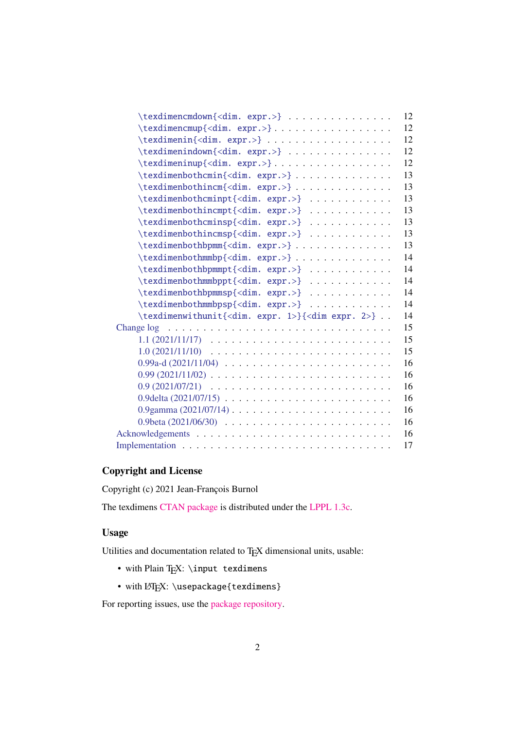- `\texdimencmdown{<dim. expr.>}` . . . . . . . . . . . . . . . 12
- `\texdimencmup{<dim. expr.>}` . . . . . . . . . . . . . . . . 12
- `\texdimenin{<dim. expr.>}` . . . . . . . . . . . . . . . . . 12
- `\texdimenindown{<dim. expr.>}` . . . . . . . . . . . . . . . 12
- `\texdimeninup{<dim. expr.>}` . . . . . . . . . . . . . . . . 12
- `\texdimenbothcmin{<dim. expr.>}` . . . . . . . . . . . . . . 13
- `\texdimenbothincm{<dim. expr.>}` . . . . . . . . . . . . . . 13
- `\texdimenbothcminpt{<dim. expr.>}` . . . . . . . . . . . . 13
- `\texdimenbothincmpt{<dim. expr.>}` . . . . . . . . . . . . 13
- `\texdimenbothcminsp{<dim. expr.>}` . . . . . . . . . . . . 13
- `\texdimenbothincmsp{<dim. expr.>}` . . . . . . . . . . . . 13
- `\texdimenbothbpmm{<dim. expr.>}` . . . . . . . . . . . . . . 13
- `\texdimenbothmmbp{<dim. expr.>}` . . . . . . . . . . . . . . 14
- `\texdimenbothbpmmpt{<dim. expr.>}` . . . . . . . . . . . . 14
- `\texdimenbothmmbppt{<dim. expr.>}` . . . . . . . . . . . . 14
- `\texdimenbothbpmmsp{<dim. expr.>}` . . . . . . . . . . . . 14
- `\texdimenbothmmbpsp{<dim. expr.>}` . . . . . . . . . . . . 14
- `\texdimenwithunit{<dim. expr. 1>}{<dim expr. 2>}` . . 14

Change log . . . . . . . . . . . . . . . . . . . . . . . . . . . . . . 15
- 1.1 (2021/11/17) . . . . . . . . . . . . . . . . . . . . . . . . 15
- 1.0 (2021/11/10) . . . . . . . . . . . . . . . . . . . . . . . . 15
- 0.99a-d (2021/11/04) . . . . . . . . . . . . . . . . . . . . . 16
- 0.99 (2021/11/02) . . . . . . . . . . . . . . . . . . . . . . . . 16
- 0.9 (2021/07/21) . . . . . . . . . . . . . . . . . . . . . . . . 16
- 0.9delta (2021/07/15) . . . . . . . . . . . . . . . . . . . . . 16
- 0.9gamma (2021/07/14) . . . . . . . . . . . . . . . . . . . . 16
- 0.9beta (2021/06/30) . . . . . . . . . . . . . . . . . . . . . 16

Acknowledgements . . . . . . . . . . . . . . . . . . . . . . . . . . 16

Implementation . . . . . . . . . . . . . . . . . . . . . . . . . . . . 17

## Copyright and License

Copyright (c) 2021 Jean-François Burnol

The texdimens CTAN package is distributed under the LPPL 1.3c.

## Usage

Utilities and documentation related to TeX dimensional units, usable:

- with Plain TeX: `\input texdimens`
- with LaTeX: `\usepackage{texdimens}`

For reporting issues, use the package repository.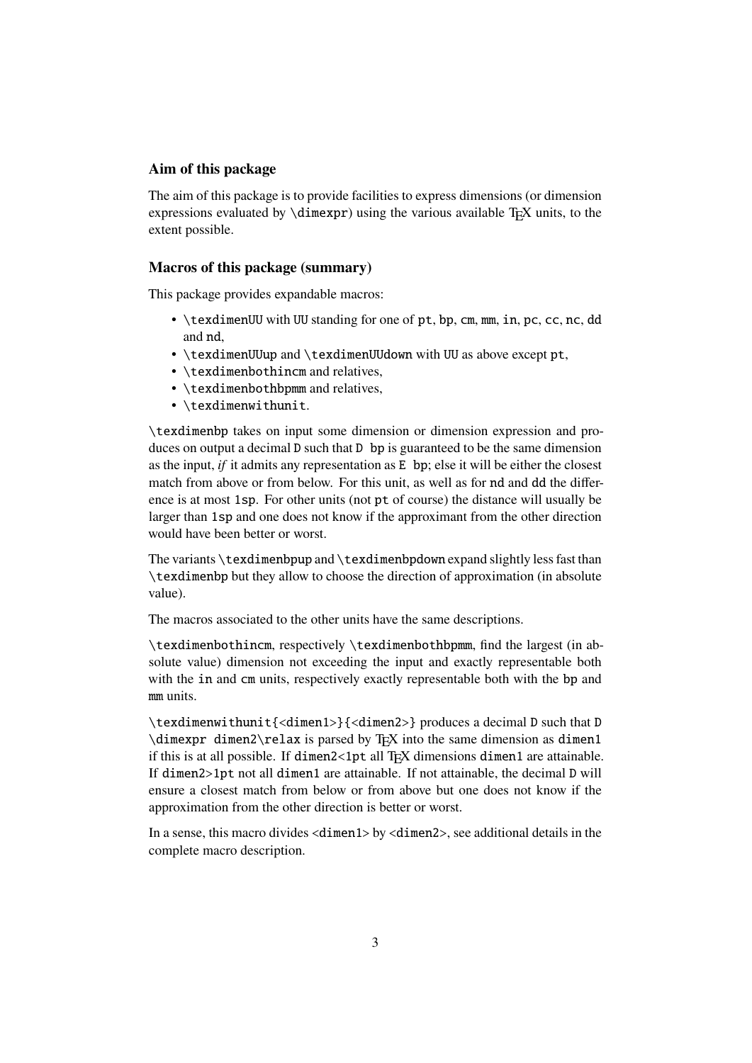## Aim of this package

The aim of this package is to provide facilities to express dimensions (or dimension expressions evaluated by `\dimexpr`) using the various available TeX units, to the extent possible.

## Macros of this package (summary)

This package provides expandable macros:

- `\texdimenUU` with `UU` standing for one of `pt`, `bp`, `cm`, `mm`, `in`, `pc`, `cc`, `nc`, `dd` and `nd`,
- `\texdimenUUup` and `\texdimenUUdown` with `UU` as above except `pt`,
- `\texdimenbothincm` and relatives,
- `\texdimenbothbpmm` and relatives,
- `\texdimenwithunit`.

`\texdimenbp` takes on input some dimension or dimension expression and produces on output a decimal `D` such that `D bp` is guaranteed to be the same dimension as the input, *if* it admits any representation as `E bp`; else it will be either the closest match from above or from below. For this unit, as well as for `nd` and `dd` the difference is at most `1sp`. For other units (not `pt` of course) the distance will usually be larger than `1sp` and one does not know if the approximant from the other direction would have been better or worst.

The variants `\texdimenbpup` and `\texdimenbpdown` expand slightly less fast than `\texdimenbp` but they allow to choose the direction of approximation (in absolute value).

The macros associated to the other units have the same descriptions.

`\texdimenbothincm`, respectively `\texdimenbothbpmm`, find the largest (in absolute value) dimension not exceeding the input and exactly representable both with the `in` and `cm` units, respectively exactly representable both with the `bp` and `mm` units.

`\texdimenwithunit{<dimen1>}{<dimen2>}` produces a decimal `D` such that `D \dimexpr dimen2\relax` is parsed by TeX into the same dimension as `dimen1` if this is at all possible. If `dimen2<1pt` all TeX dimensions `dimen1` are attainable. If `dimen2>1pt` not all `dimen1` are attainable. If not attainable, the decimal `D` will ensure a closest match from below or from above but one does not know if the approximation from the other direction is better or worst.

In a sense, this macro divides `<dimen1>` by `<dimen2>`, see additional details in the complete macro description.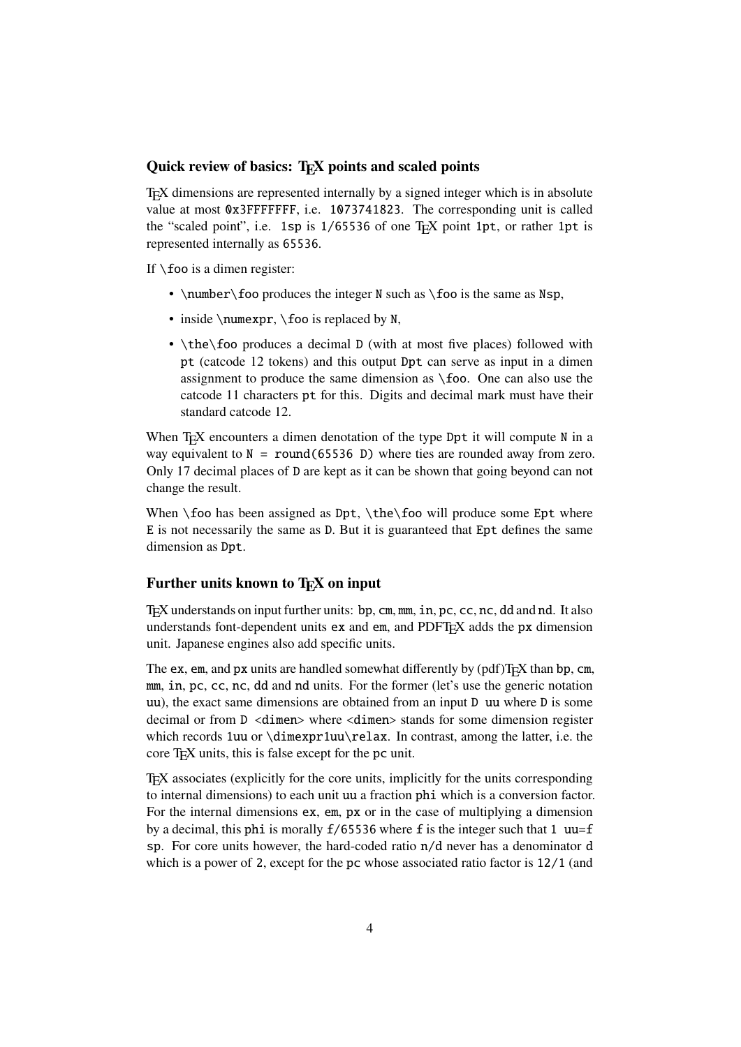## Quick review of basics: TEX points and scaled points

TEX dimensions are represented internally by a signed integer which is in absolute value at most `0x3FFFFFFF`, i.e. `1073741823`. The corresponding unit is called the "scaled point", i.e. `1sp` is `1/65536` of one TEX point `1pt`, or rather `1pt` is represented internally as `65536`.

If `\foo` is a dimen register:

- `\number\foo` produces the integer `N` such as `\foo` is the same as `Nsp`,
- inside `\numexpr`, `\foo` is replaced by `N`,
- `\the\foo` produces a decimal `D` (with at most five places) followed with `pt` (catcode 12 tokens) and this output `Dpt` can serve as input in a dimen assignment to produce the same dimension as `\foo`. One can also use the catcode 11 characters `pt` for this. Digits and decimal mark must have their standard catcode 12.

When TEX encounters a dimen denotation of the type `Dpt` it will compute `N` in a way equivalent to `N = round(65536 D)` where ties are rounded away from zero. Only 17 decimal places of `D` are kept as it can be shown that going beyond can not change the result.

When `\foo` has been assigned as `Dpt`, `\the\foo` will produce some `Ept` where `E` is not necessarily the same as `D`. But it is guaranteed that `Ept` defines the same dimension as `Dpt`.

## Further units known to TEX on input

TEX understands on input further units: `bp`, `cm`, `mm`, `in`, `pc`, `cc`, `nc`, `dd` and `nd`. It also understands font-dependent units `ex` and `em`, and PDFTEX adds the `px` dimension unit. Japanese engines also add specific units.

The `ex`, `em`, and `px` units are handled somewhat differently by (pdf)TEX than `bp`, `cm`, `mm`, `in`, `pc`, `cc`, `nc`, `dd` and `nd` units. For the former (let's use the generic notation `uu`), the exact same dimensions are obtained from an input `D uu` where `D` is some decimal or from `D <dimen>` where `<dimen>` stands for some dimension register which records `1uu` or `\dimexpr1uu\relax`. In contrast, among the latter, i.e. the core TEX units, this is false except for the `pc` unit.

TEX associates (explicitly for the core units, implicitly for the units corresponding to internal dimensions) to each unit `uu` a fraction `phi` which is a conversion factor. For the internal dimensions `ex`, `em`, `px` or in the case of multiplying a dimension by a decimal, this `phi` is morally `f/65536` where `f` is the integer such that `1 uu=f sp`. For core units however, the hard-coded ratio `n/d` never has a denominator `d` which is a power of `2`, except for the `pc` whose associated ratio factor is `12/1` (and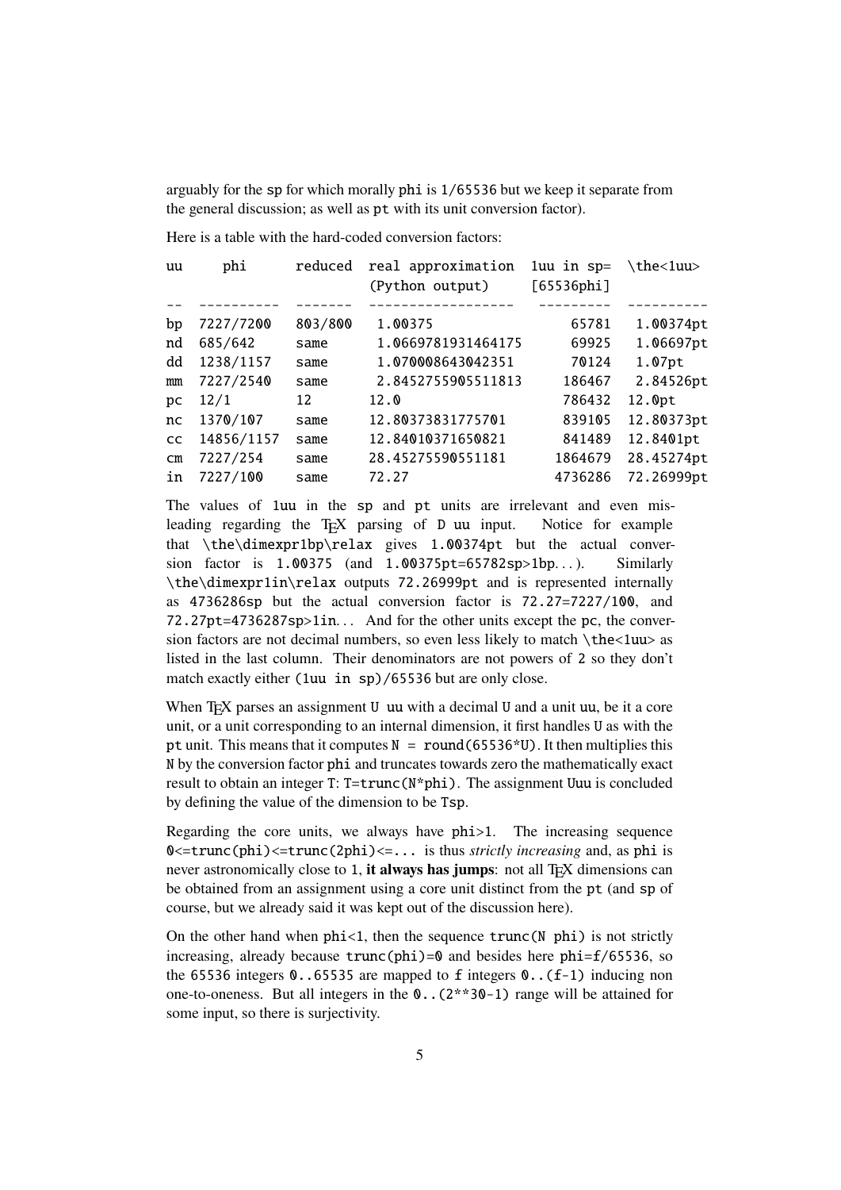arguably for the `sp` for which morally `phi` is `1/65536` but we keep it separate from the general discussion; as well as `pt` with its unit conversion factor).

Here is a table with the hard-coded conversion factors:

| uu | phi | reduced | real approximation (Python output) | 1uu in sp= [65536phi] | \the<1uu> |
|---|---|---|---|---|---|
| bp | 7227/7200 | 803/800 | 1.00375 | 65781 | 1.00374pt |
| nd | 685/642 | same | 1.0669781931464175 | 69925 | 1.06697pt |
| dd | 1238/1157 | same | 1.070008643042351 | 70124 | 1.07pt |
| mm | 7227/2540 | same | 2.8452755905511813 | 186467 | 2.84526pt |
| pc | 12/1 | 12 | 12.0 | 786432 | 12.0pt |
| nc | 1370/107 | same | 12.80373831775701 | 839105 | 12.80373pt |
| cc | 14856/1157 | same | 12.84010371650821 | 841489 | 12.8401pt |
| cm | 7227/254 | same | 28.45275590551181 | 1864679 | 28.45274pt |
| in | 7227/100 | same | 72.27 | 4736286 | 72.26999pt |

The values of `1uu` in the `sp` and `pt` units are irrelevant and even misleading regarding the TeX parsing of `D uu` input. Notice for example that `\the\dimexpr1bp\relax` gives `1.00374pt` but the actual conversion factor is `1.00375` (and `1.00375pt=65782sp>1bp`...). Similarly `\the\dimexpr1in\relax` outputs `72.26999pt` and is represented internally as `4736286sp` but the actual conversion factor is `72.27=7227/100`, and `72.27pt=4736287sp>1in`... And for the other units except the `pc`, the conversion factors are not decimal numbers, so even less likely to match `\the<1uu>` as listed in the last column. Their denominators are not powers of `2` so they don't match exactly either `(1uu in sp)/65536` but are only close.

When TeX parses an assignment `U uu` with a decimal `U` and a unit `uu`, be it a core unit, or a unit corresponding to an internal dimension, it first handles `U` as with the `pt` unit. This means that it computes `N = round(65536*U)`. It then multiplies this `N` by the conversion factor `phi` and truncates towards zero the mathematically exact result to obtain an integer `T`: `T=trunc(N*phi)`. The assignment `Uuu` is concluded by defining the value of the dimension to be `Tsp`.

Regarding the core units, we always have `phi>1`. The increasing sequence `0<=trunc(phi)<=trunc(2phi)<=...` is thus *strictly increasing* and, as `phi` is never astronomically close to 1, **it always has jumps**: not all TeX dimensions can be obtained from an assignment using a core unit distinct from the `pt` (and `sp` of course, but we already said it was kept out of the discussion here).

On the other hand when `phi<1`, then the sequence `trunc(N phi)` is not strictly increasing, already because `trunc(phi)=0` and besides here `phi=f/65536`, so the `65536` integers `0..65535` are mapped to `f` integers `0..(f-1)` inducing non one-to-oneness. But all integers in the `0..(2**30-1)` range will be attained for some input, so there is surjectivity.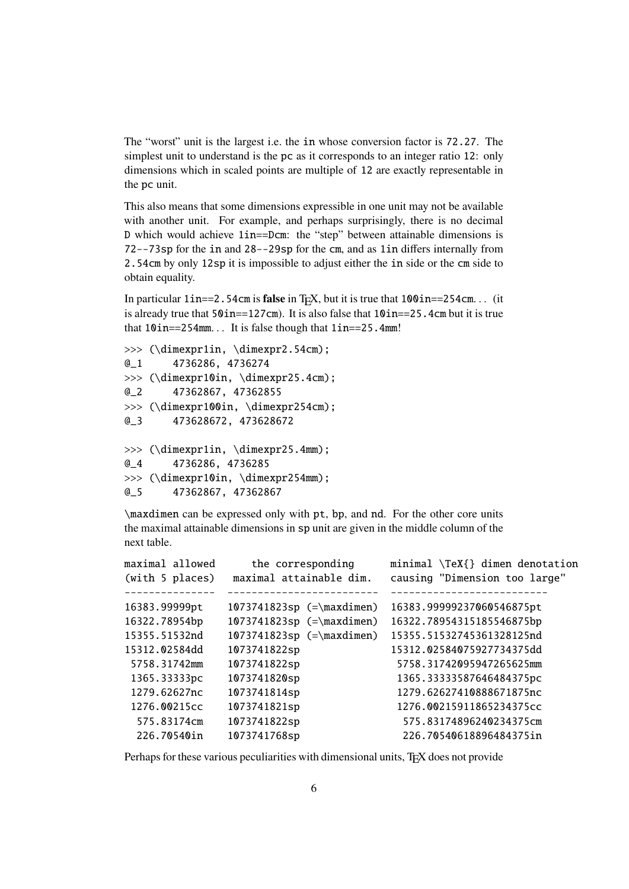The "worst" unit is the largest i.e. the `in` whose conversion factor is `72.27`. The simplest unit to understand is the `pc` as it corresponds to an integer ratio `12`: only dimensions which in scaled points are multiple of `12` are exactly representable in the `pc` unit.

This also means that some dimensions expressible in one unit may not be available with another unit. For example, and perhaps surprisingly, there is no decimal `D` which would achieve `1in==Dcm`: the "step" between attainable dimensions is `72--73sp` for the `in` and `28--29sp` for the `cm`, and as `1in` differs internally from `2.54cm` by only `12sp` it is impossible to adjust either the `in` side or the `cm` side to obtain equality.

In particular `1in==2.54cm` is **false** in TeX, but it is true that `100in==254cm`... (it is already true that `50in==127cm`). It is also false that `10in==25.4cm` but it is true that `10in==254mm`... It is false though that `1in==25.4mm`!

```
>>> (\dimexpr1in, \dimexpr2.54cm);
@_1     4736286, 4736274
>>> (\dimexpr10in, \dimexpr25.4cm);
@_2     47362867, 47362855
>>> (\dimexpr100in, \dimexpr254cm);
@_3     473628672, 473628672

>>> (\dimexpr1in, \dimexpr25.4mm);
@_4     4736286, 4736285
>>> (\dimexpr10in, \dimexpr254mm);
@_5     47362867, 47362867
```

`\maxdimen` can be expressed only with `pt`, `bp`, and `nd`. For the other core units the maximal attainable dimensions in `sp` unit are given in the middle column of the next table.

```
maximal allowed      the corresponding      minimal \TeX{} dimen denotation
(with 5 places)    maximal attainable dim.   causing "Dimension too large"
---------------   -------------------------  --------------------------
16383.99999pt     1073741823sp (=\maxdimen)  16383.99999237060546875pt
16322.78954bp     1073741823sp (=\maxdimen)  16322.78954315185546875bp
15355.51532nd     1073741823sp (=\maxdimen)  15355.51532745361328125nd
15312.02584dd     1073741822sp               15312.02584075927734375dd
 5758.31742mm     1073741822sp                5758.31742095947265625mm
 1365.33333pc     1073741820sp                1365.33333587646484375pc
 1279.62627nc     1073741814sp                1279.62627410888671875nc
 1276.00215cc     1073741821sp                1276.00215911865234375cc
  575.83174cm     1073741822sp                 575.83174896240234375cm
  226.70540in     1073741768sp                 226.70540618896484375in
```

Perhaps for these various peculiarities with dimensional units, TeX does not provide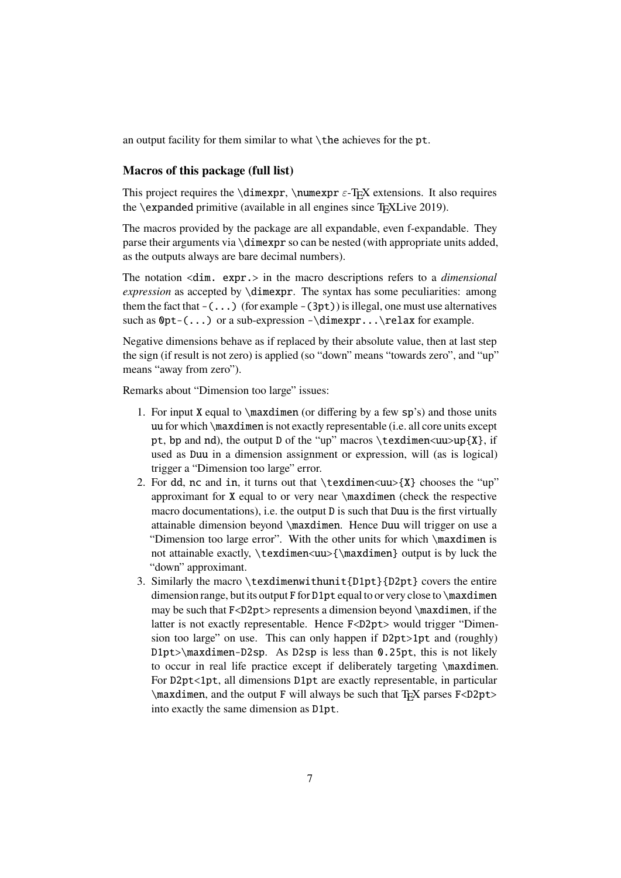an output facility for them similar to what `\the` achieves for the `pt`.

### Macros of this package (full list)

This project requires the `\dimexpr`, `\numexpr` ε-TEX extensions. It also requires the `\expanded` primitive (available in all engines since TEXLive 2019).

The macros provided by the package are all expandable, even f-expandable. They parse their arguments via `\dimexpr` so can be nested (with appropriate units added, as the outputs always are bare decimal numbers).

The notation `<dim. expr.>` in the macro descriptions refers to a *dimensional expression* as accepted by `\dimexpr`. The syntax has some peculiarities: among them the fact that `-(...)` (for example `-(3pt)`) is illegal, one must use alternatives such as `0pt-(...)` or a sub-expression `-\dimexpr...\relax` for example.

Negative dimensions behave as if replaced by their absolute value, then at last step the sign (if result is not zero) is applied (so "down" means "towards zero", and "up" means "away from zero").

Remarks about "Dimension too large" issues:

1. For input `X` equal to `\maxdimen` (or differing by a few `sp`'s) and those units `uu` for which `\maxdimen` is not exactly representable (i.e. all core units except `pt`, `bp` and `nd`), the output `D` of the "up" macros `\texdimen<uu>up{X}`, if used as `Duu` in a dimension assignment or expression, will (as is logical) trigger a "Dimension too large" error.
2. For `dd`, `nc` and `in`, it turns out that `\texdimen<uu>{X}` chooses the "up" approximant for `X` equal to or very near `\maxdimen` (check the respective macro documentations), i.e. the output `D` is such that `Duu` is the first virtually attainable dimension beyond `\maxdimen`. Hence `Duu` will trigger on use a "Dimension too large error". With the other units for which `\maxdimen` is not attainable exactly, `\texdimen<uu>{\maxdimen}` output is by luck the "down" approximant.
3. Similarly the macro `\texdimenwithunit{D1pt}{D2pt}` covers the entire dimension range, but its output `F` for `D1pt` equal to or very close to `\maxdimen` may be such that `F<D2pt>` represents a dimension beyond `\maxdimen`, if the latter is not exactly representable. Hence `F<D2pt>` would trigger "Dimension too large" on use. This can only happen if `D2pt>1pt` and (roughly) `D1pt>\maxdimen-D2sp`. As `D2sp` is less than `0.25pt`, this is not likely to occur in real life practice except if deliberately targeting `\maxdimen`. For `D2pt<1pt`, all dimensions `D1pt` are exactly representable, in particular `\maxdimen`, and the output `F` will always be such that TEX parses `F<D2pt>` into exactly the same dimension as `D1pt`.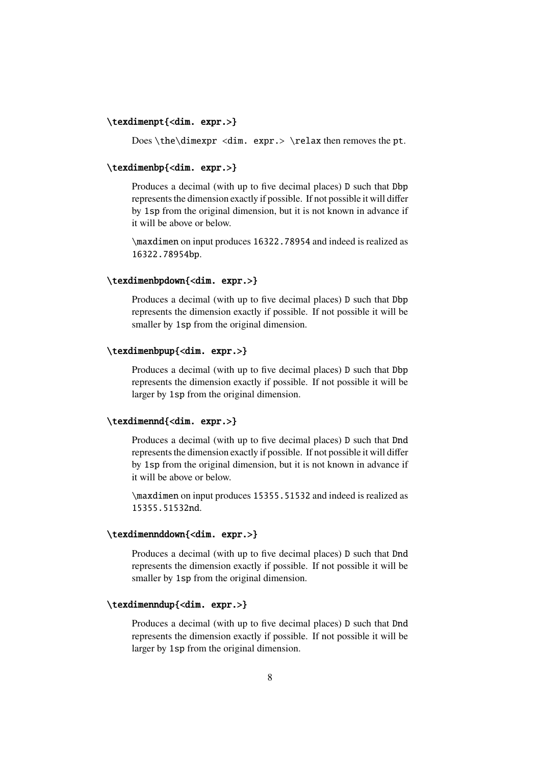`\texdimenpt{<dim. expr.>}`

Does `\the\dimexpr <dim. expr.> \relax` then removes the `pt`.

`\texdimenbp{<dim. expr.>}`

Produces a decimal (with up to five decimal places) `D` such that `Dbp` represents the dimension exactly if possible. If not possible it will differ by `1sp` from the original dimension, but it is not known in advance if it will be above or below.

`\maxdimen` on input produces `16322.78954` and indeed is realized as `16322.78954bp`.

`\texdimenbpdown{<dim. expr.>}`

Produces a decimal (with up to five decimal places) `D` such that `Dbp` represents the dimension exactly if possible. If not possible it will be smaller by `1sp` from the original dimension.

`\texdimenbpup{<dim. expr.>}`

Produces a decimal (with up to five decimal places) `D` such that `Dbp` represents the dimension exactly if possible. If not possible it will be larger by `1sp` from the original dimension.

`\texdimennd{<dim. expr.>}`

Produces a decimal (with up to five decimal places) `D` such that `Dnd` represents the dimension exactly if possible. If not possible it will differ by `1sp` from the original dimension, but it is not known in advance if it will be above or below.

`\maxdimen` on input produces `15355.51532` and indeed is realized as `15355.51532nd`.

`\texdimennddown{<dim. expr.>}`

Produces a decimal (with up to five decimal places) `D` such that `Dnd` represents the dimension exactly if possible. If not possible it will be smaller by `1sp` from the original dimension.

`\texdimenndup{<dim. expr.>}`

Produces a decimal (with up to five decimal places) `D` such that `Dnd` represents the dimension exactly if possible. If not possible it will be larger by `1sp` from the original dimension.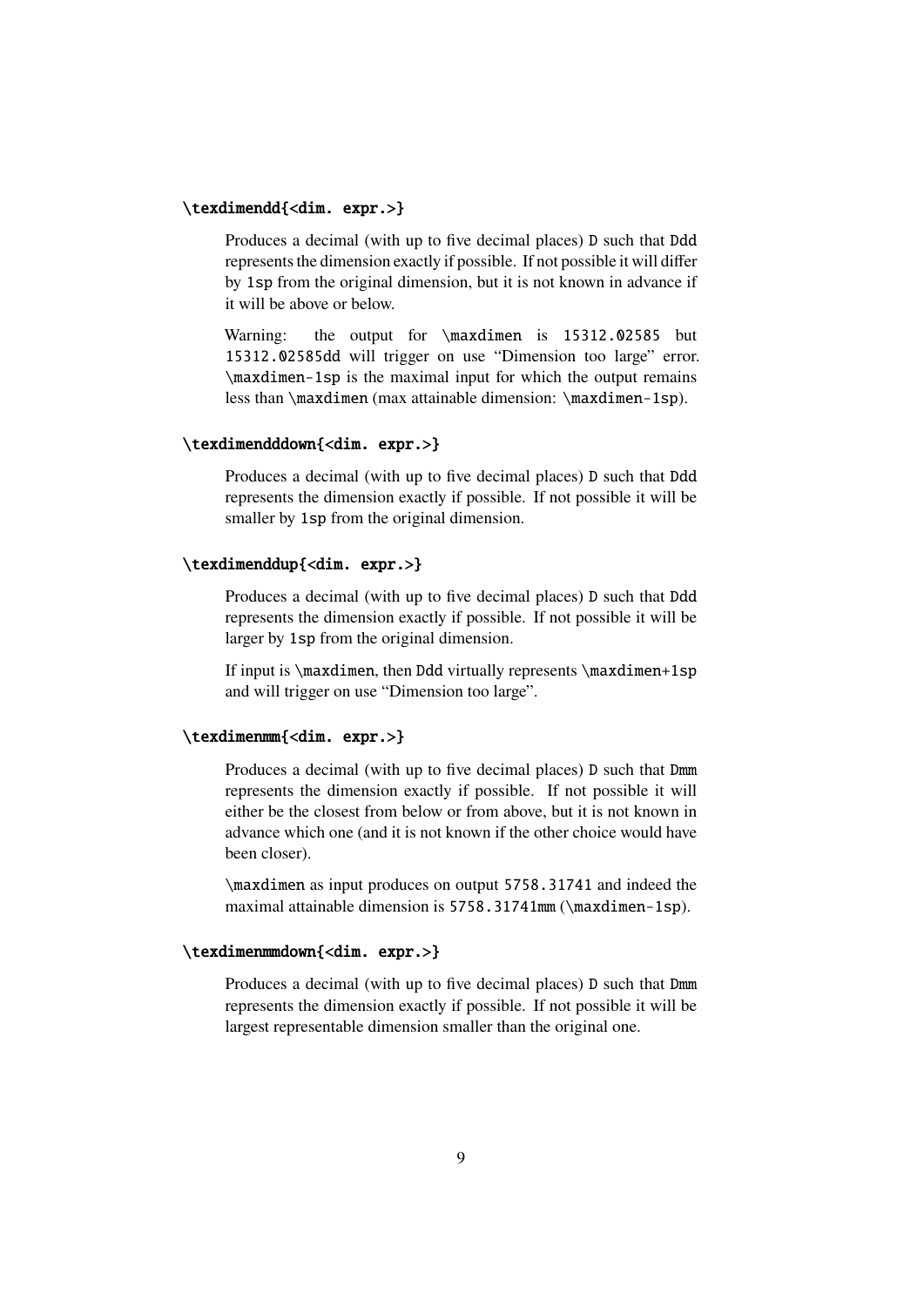`\texdimendd{<dim. expr.>}`

Produces a decimal (with up to five decimal places) `D` such that `Ddd` represents the dimension exactly if possible. If not possible it will differ by `1sp` from the original dimension, but it is not known in advance if it will be above or below.

Warning: the output for `\maxdimen` is `15312.02585` but `15312.02585dd` will trigger on use "Dimension too large" error. `\maxdimen-1sp` is the maximal input for which the output remains less than `\maxdimen` (max attainable dimension: `\maxdimen-1sp`).

`\texdimendddown{<dim. expr.>}`

Produces a decimal (with up to five decimal places) `D` such that `Ddd` represents the dimension exactly if possible. If not possible it will be smaller by `1sp` from the original dimension.

`\texdimenddup{<dim. expr.>}`

Produces a decimal (with up to five decimal places) `D` such that `Ddd` represents the dimension exactly if possible. If not possible it will be larger by `1sp` from the original dimension.

If input is `\maxdimen`, then `Ddd` virtually represents `\maxdimen+1sp` and will trigger on use "Dimension too large".

`\texdimenmm{<dim. expr.>}`

Produces a decimal (with up to five decimal places) `D` such that `Dmm` represents the dimension exactly if possible. If not possible it will either be the closest from below or from above, but it is not known in advance which one (and it is not known if the other choice would have been closer).

`\maxdimen` as input produces on output `5758.31741` and indeed the maximal attainable dimension is `5758.31741mm` (`\maxdimen-1sp`).

`\texdimenmmdown{<dim. expr.>}`

Produces a decimal (with up to five decimal places) `D` such that `Dmm` represents the dimension exactly if possible. If not possible it will be largest representable dimension smaller than the original one.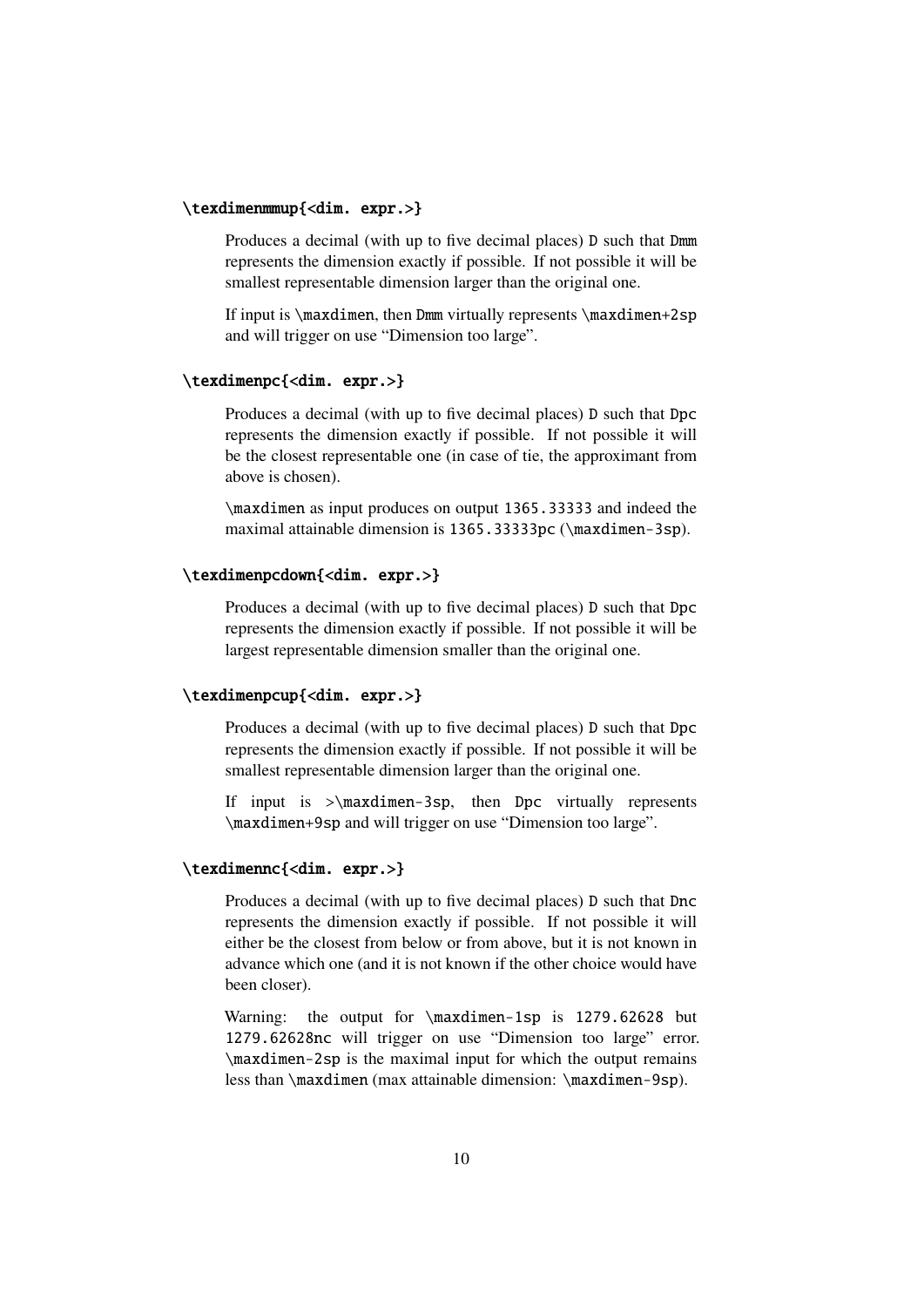`\texdimenmmup{<dim. expr.>}`

Produces a decimal (with up to five decimal places) `D` such that `Dmm` represents the dimension exactly if possible. If not possible it will be smallest representable dimension larger than the original one.

If input is `\maxdimen`, then `Dmm` virtually represents `\maxdimen+2sp` and will trigger on use "Dimension too large".

`\texdimenpc{<dim. expr.>}`

Produces a decimal (with up to five decimal places) `D` such that `Dpc` represents the dimension exactly if possible. If not possible it will be the closest representable one (in case of tie, the approximant from above is chosen).

`\maxdimen` as input produces on output `1365.33333` and indeed the maximal attainable dimension is `1365.33333pc` (`\maxdimen-3sp`).

`\texdimenpcdown{<dim. expr.>}`

Produces a decimal (with up to five decimal places) `D` such that `Dpc` represents the dimension exactly if possible. If not possible it will be largest representable dimension smaller than the original one.

`\texdimenpcup{<dim. expr.>}`

Produces a decimal (with up to five decimal places) `D` such that `Dpc` represents the dimension exactly if possible. If not possible it will be smallest representable dimension larger than the original one.

If input is >`\maxdimen-3sp`, then `Dpc` virtually represents `\maxdimen+9sp` and will trigger on use "Dimension too large".

`\texdimennc{<dim. expr.>}`

Produces a decimal (with up to five decimal places) `D` such that `Dnc` represents the dimension exactly if possible. If not possible it will either be the closest from below or from above, but it is not known in advance which one (and it is not known if the other choice would have been closer).

Warning: the output for `\maxdimen-1sp` is `1279.62628` but `1279.62628nc` will trigger on use "Dimension too large" error. `\maxdimen-2sp` is the maximal input for which the output remains less than `\maxdimen` (max attainable dimension: `\maxdimen-9sp`).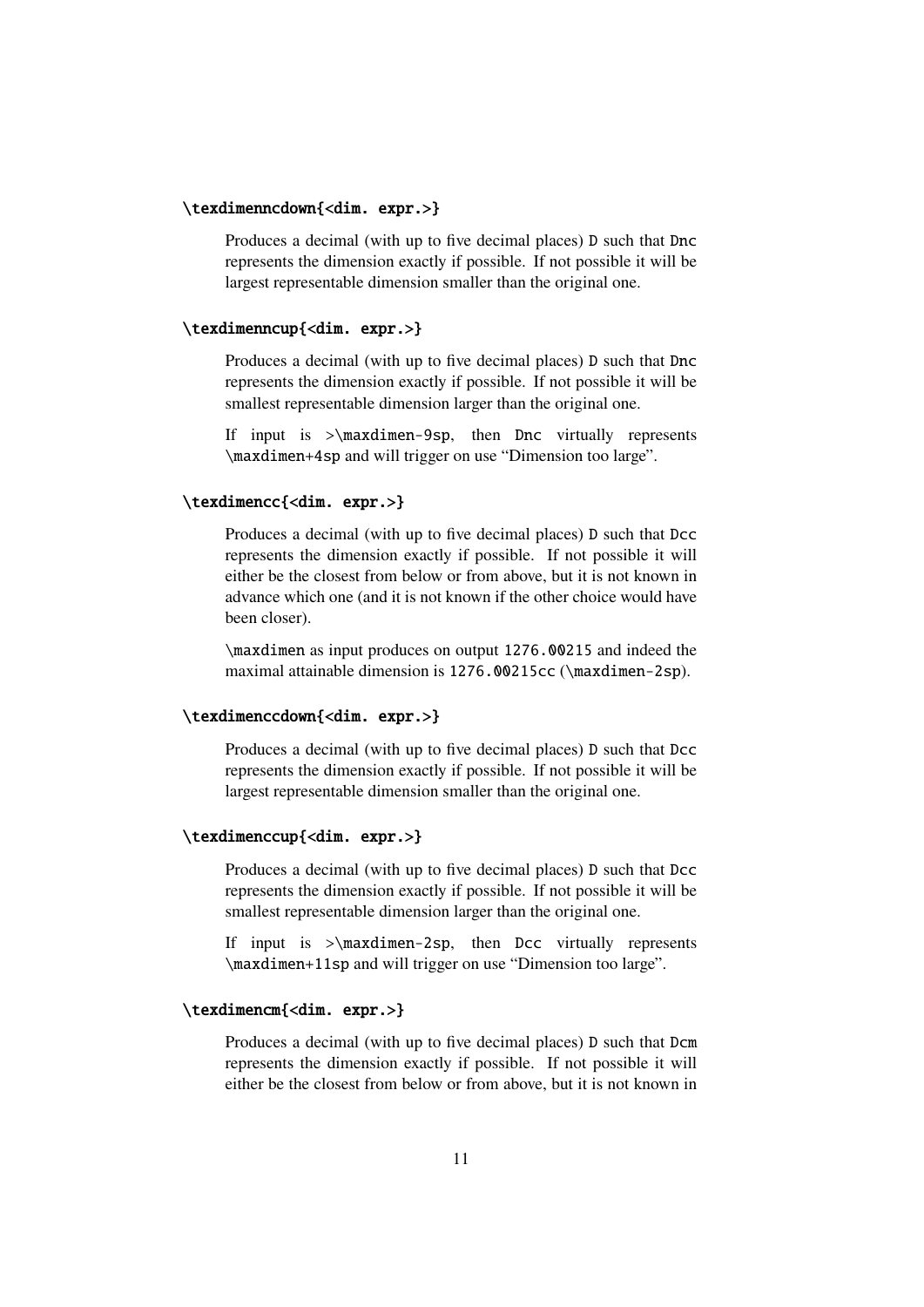`\texdimenncdown{<dim. expr.>}`

Produces a decimal (with up to five decimal places) `D` such that `Dnc` represents the dimension exactly if possible. If not possible it will be largest representable dimension smaller than the original one.

`\texdimenncup{<dim. expr.>}`

Produces a decimal (with up to five decimal places) `D` such that `Dnc` represents the dimension exactly if possible. If not possible it will be smallest representable dimension larger than the original one.

If input is >`\maxdimen-9sp`, then `Dnc` virtually represents `\maxdimen+4sp` and will trigger on use "Dimension too large".

`\texdimencc{<dim. expr.>}`

Produces a decimal (with up to five decimal places) `D` such that `Dcc` represents the dimension exactly if possible. If not possible it will either be the closest from below or from above, but it is not known in advance which one (and it is not known if the other choice would have been closer).

`\maxdimen` as input produces on output `1276.00215` and indeed the maximal attainable dimension is `1276.00215cc` (`\maxdimen-2sp`).

`\texdimenccdown{<dim. expr.>}`

Produces a decimal (with up to five decimal places) `D` such that `Dcc` represents the dimension exactly if possible. If not possible it will be largest representable dimension smaller than the original one.

`\texdimenccup{<dim. expr.>}`

Produces a decimal (with up to five decimal places) `D` such that `Dcc` represents the dimension exactly if possible. If not possible it will be smallest representable dimension larger than the original one.

If input is >`\maxdimen-2sp`, then `Dcc` virtually represents `\maxdimen+11sp` and will trigger on use "Dimension too large".

`\texdimencm{<dim. expr.>}`

Produces a decimal (with up to five decimal places) `D` such that `Dcm` represents the dimension exactly if possible. If not possible it will either be the closest from below or from above, but it is not known in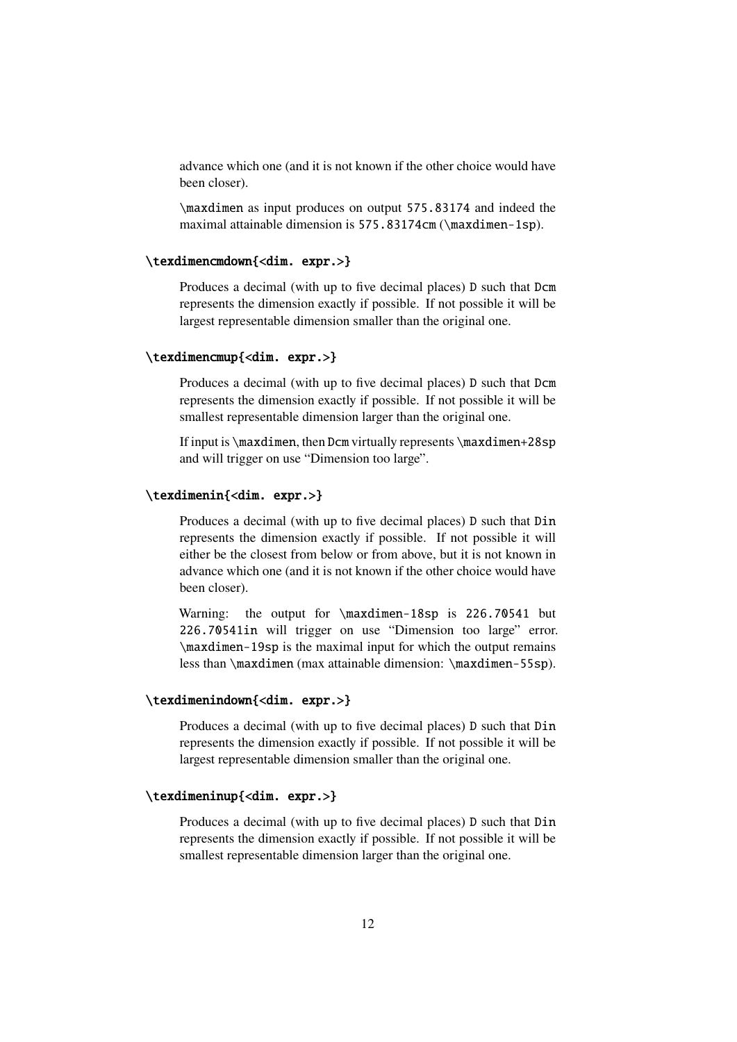advance which one (and it is not known if the other choice would have been closer).

`\maxdimen` as input produces on output `575.83174` and indeed the maximal attainable dimension is `575.83174cm` (`\maxdimen-1sp`).

**`\texdimencmdown{<dim. expr.>}`**

Produces a decimal (with up to five decimal places) `D` such that `Dcm` represents the dimension exactly if possible. If not possible it will be largest representable dimension smaller than the original one.

**`\texdimencmup{<dim. expr.>}`**

Produces a decimal (with up to five decimal places) `D` such that `Dcm` represents the dimension exactly if possible. If not possible it will be smallest representable dimension larger than the original one.

If input is `\maxdimen`, then `Dcm` virtually represents `\maxdimen+28sp` and will trigger on use "Dimension too large".

**`\texdimenin{<dim. expr.>}`**

Produces a decimal (with up to five decimal places) `D` such that `Din` represents the dimension exactly if possible. If not possible it will either be the closest from below or from above, but it is not known in advance which one (and it is not known if the other choice would have been closer).

Warning: the output for `\maxdimen-18sp` is `226.70541` but `226.70541in` will trigger on use "Dimension too large" error. `\maxdimen-19sp` is the maximal input for which the output remains less than `\maxdimen` (max attainable dimension: `\maxdimen-55sp`).

**`\texdimenindown{<dim. expr.>}`**

Produces a decimal (with up to five decimal places) `D` such that `Din` represents the dimension exactly if possible. If not possible it will be largest representable dimension smaller than the original one.

**`\texdimeninup{<dim. expr.>}`**

Produces a decimal (with up to five decimal places) `D` such that `Din` represents the dimension exactly if possible. If not possible it will be smallest representable dimension larger than the original one.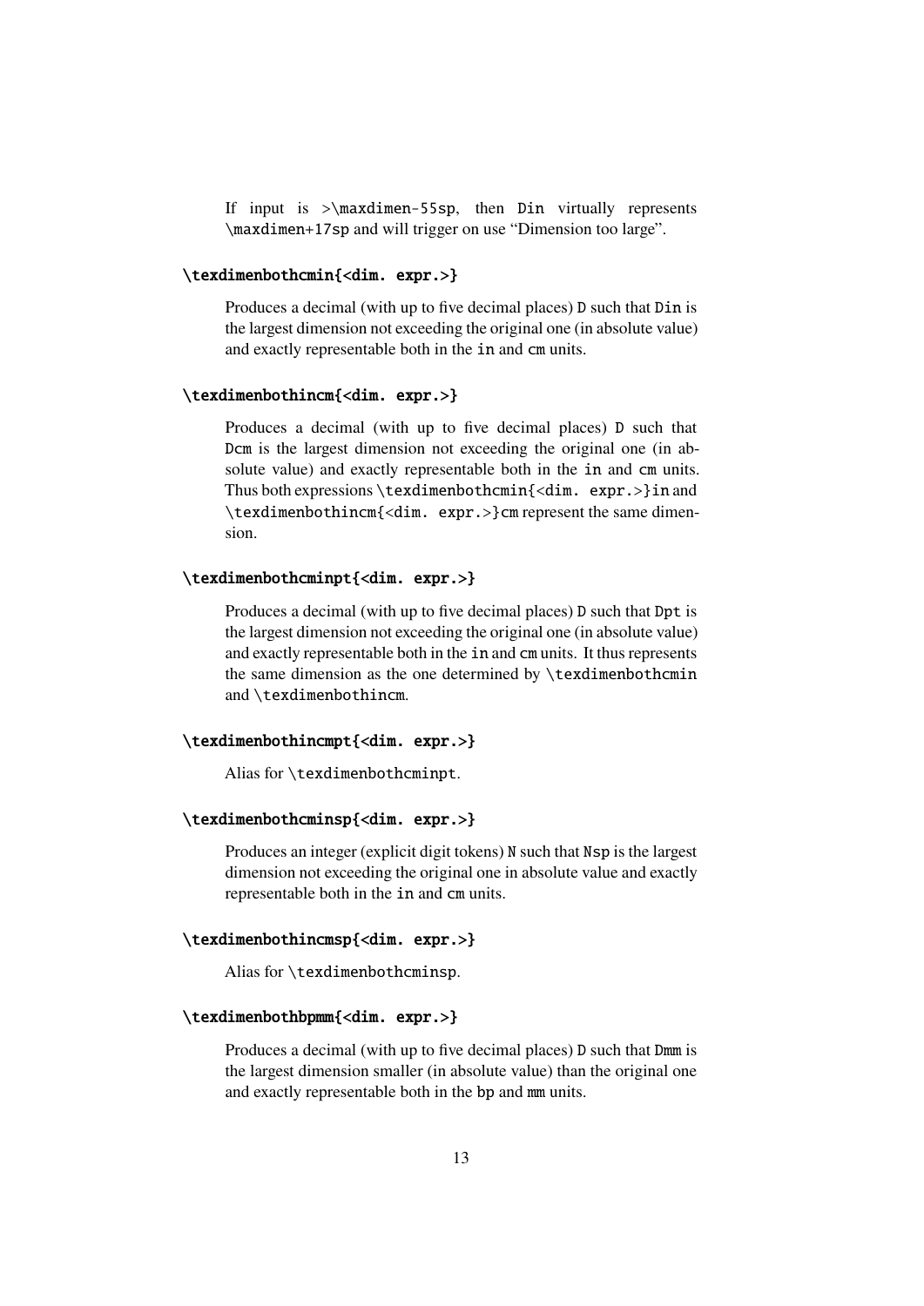If input is >`\maxdimen-55sp`, then `Din` virtually represents `\maxdimen+17sp` and will trigger on use "Dimension too large".

**`\texdimenbothcmin{<dim. expr.>}`**

Produces a decimal (with up to five decimal places) `D` such that `Din` is the largest dimension not exceeding the original one (in absolute value) and exactly representable both in the `in` and `cm` units.

**`\texdimenbothincm{<dim. expr.>}`**

Produces a decimal (with up to five decimal places) `D` such that `Dcm` is the largest dimension not exceeding the original one (in absolute value) and exactly representable both in the `in` and `cm` units. Thus both expressions `\texdimenbothcmin{<dim. expr.>}in` and `\texdimenbothincm{<dim. expr.>}cm` represent the same dimension.

**`\texdimenbothcminpt{<dim. expr.>}`**

Produces a decimal (with up to five decimal places) `D` such that `Dpt` is the largest dimension not exceeding the original one (in absolute value) and exactly representable both in the `in` and `cm` units. It thus represents the same dimension as the one determined by `\texdimenbothcmin` and `\texdimenbothincm`.

**`\texdimenbothincmpt{<dim. expr.>}`**

Alias for `\texdimenbothcminpt`.

**`\texdimenbothcminsp{<dim. expr.>}`**

Produces an integer (explicit digit tokens) `N` such that `Nsp` is the largest dimension not exceeding the original one in absolute value and exactly representable both in the `in` and `cm` units.

**`\texdimenbothincmsp{<dim. expr.>}`**

Alias for `\texdimenbothcminsp`.

**`\texdimenbothbpmm{<dim. expr.>}`**

Produces a decimal (with up to five decimal places) `D` such that `Dmm` is the largest dimension smaller (in absolute value) than the original one and exactly representable both in the `bp` and `mm` units.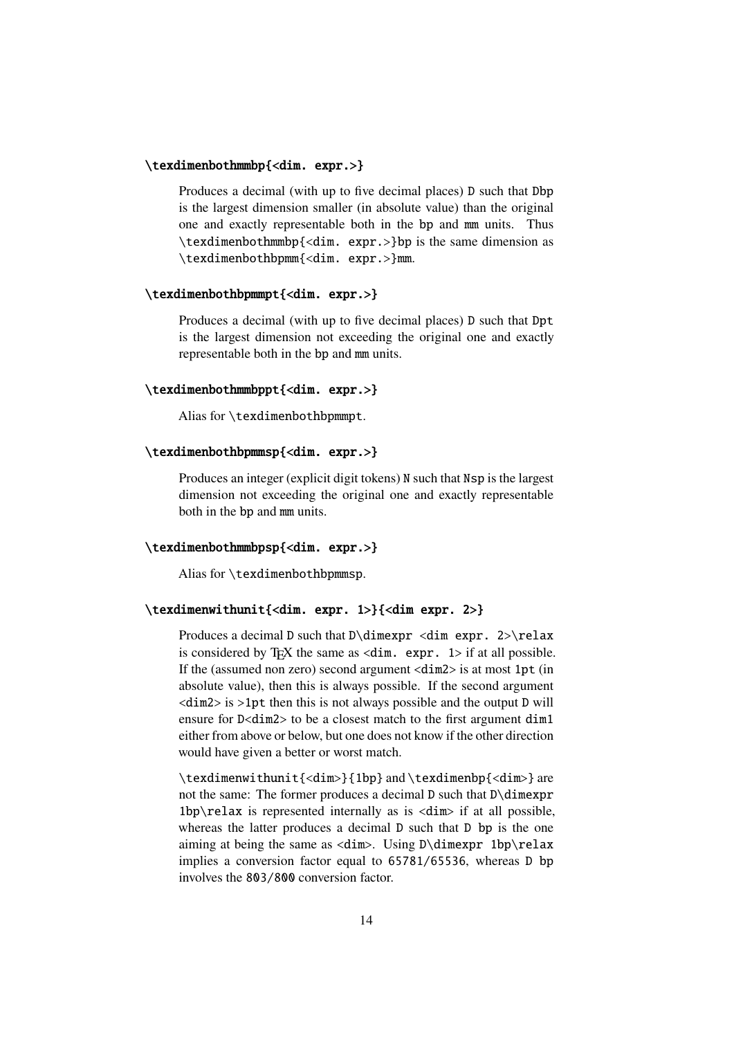**`\texdimenbothmmbp{<dim. expr.>}`**

> Produces a decimal (with up to five decimal places) `D` such that `Dbp` is the largest dimension smaller (in absolute value) than the original one and exactly representable both in the `bp` and `mm` units. Thus `\texdimenbothmmbp{<dim. expr.>}bp` is the same dimension as `\texdimenbothbpmm{<dim. expr.>}mm`.

**`\texdimenbothbpmmpt{<dim. expr.>}`**

> Produces a decimal (with up to five decimal places) `D` such that `Dpt` is the largest dimension not exceeding the original one and exactly representable both in the `bp` and `mm` units.

**`\texdimenbothmmbppt{<dim. expr.>}`**

> Alias for `\texdimenbothbpmmpt`.

**`\texdimenbothbpmmsp{<dim. expr.>}`**

> Produces an integer (explicit digit tokens) `N` such that `Nsp` is the largest dimension not exceeding the original one and exactly representable both in the `bp` and `mm` units.

**`\texdimenbothmmbpsp{<dim. expr.>}`**

> Alias for `\texdimenbothbpmmsp`.

**`\texdimenwithunit{<dim. expr. 1>}{<dim expr. 2>}`**

> Produces a decimal `D` such that `D\dimexpr <dim expr. 2>\relax` is considered by TeX the same as `<dim. expr. 1>` if at all possible. If the (assumed non zero) second argument `<dim2>` is at most `1pt` (in absolute value), then this is always possible. If the second argument `<dim2>` is `>1pt` then this is not always possible and the output `D` will ensure for `D<dim2>` to be a closest match to the first argument `dim1` either from above or below, but one does not know if the other direction would have given a better or worst match.
>
> `\texdimenwithunit{<dim>}{1bp}` and `\texdimenbp{<dim>}` are not the same: The former produces a decimal `D` such that `D\dimexpr 1bp\relax` is represented internally as is `<dim>` if at all possible, whereas the latter produces a decimal `D` such that `D bp` is the one aiming at being the same as `<dim>`. Using `D\dimexpr 1bp\relax` implies a conversion factor equal to `65781/65536`, whereas `D bp` involves the `803/800` conversion factor.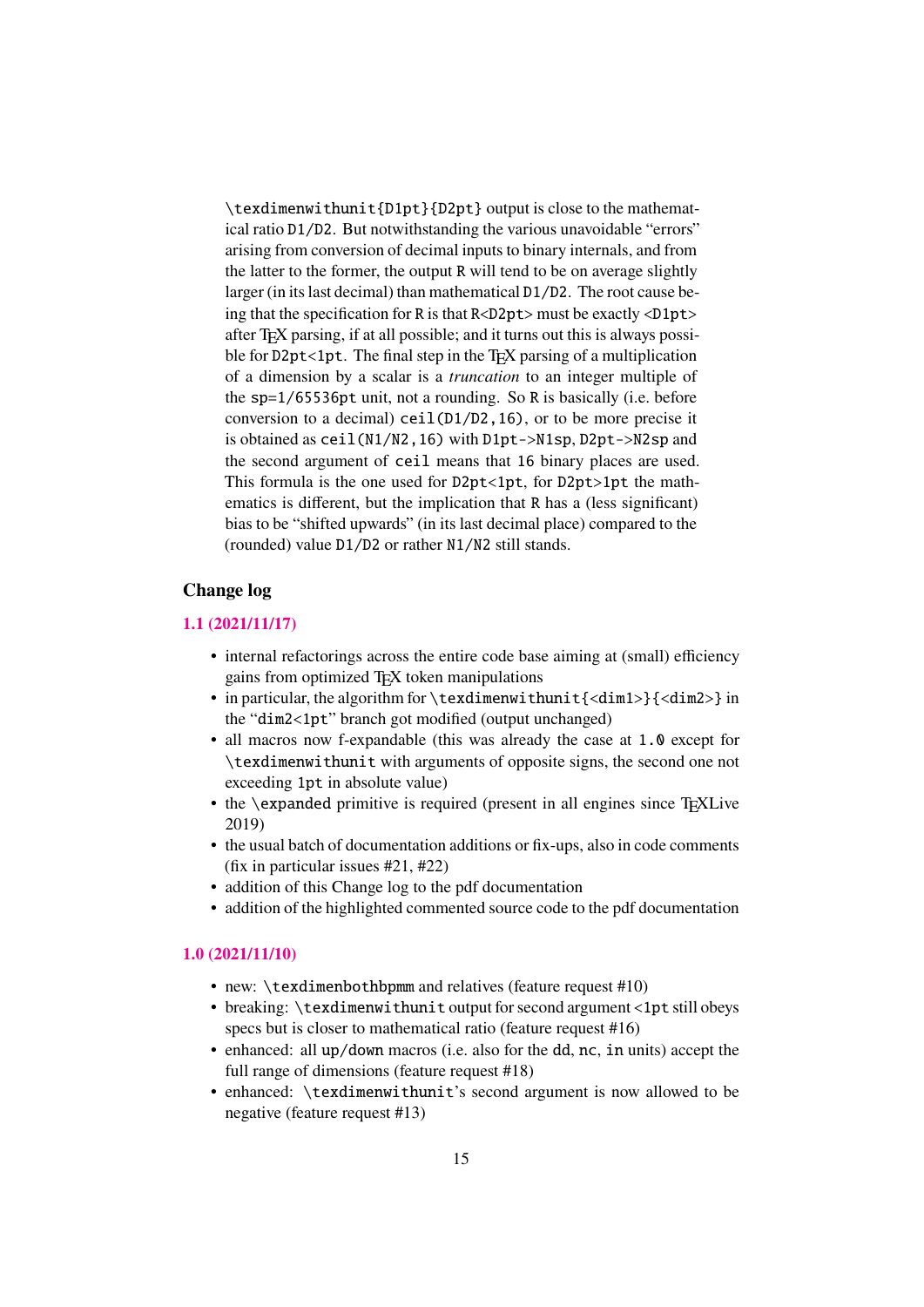`\texdimenwithunit{D1pt}{D2pt}` output is close to the mathematical ratio `D1/D2`. But notwithstanding the various unavoidable "errors" arising from conversion of decimal inputs to binary internals, and from the latter to the former, the output `R` will tend to be on average slightly larger (in its last decimal) than mathematical `D1/D2`. The root cause being that the specification for `R` is that `R<D2pt>` must be exactly `<D1pt>` after TeX parsing, if at all possible; and it turns out this is always possible for `D2pt<1pt`. The final step in the TeX parsing of a multiplication of a dimension by a scalar is a *truncation* to an integer multiple of the `sp=1/65536pt` unit, not a rounding. So `R` is basically (i.e. before conversion to a decimal) `ceil(D1/D2,16)`, or to be more precise it is obtained as `ceil(N1/N2,16)` with `D1pt->N1sp`, `D2pt->N2sp` and the second argument of `ceil` means that `16` binary places are used. This formula is the one used for `D2pt<1pt`, for `D2pt>1pt` the mathematics is different, but the implication that `R` has a (less significant) bias to be "shifted upwards" (in its last decimal place) compared to the (rounded) value `D1/D2` or rather `N1/N2` still stands.

## Change log

### 1.1 (2021/11/17)

- internal refactorings across the entire code base aiming at (small) efficiency gains from optimized TeX token manipulations
- in particular, the algorithm for `\texdimenwithunit{<dim1>}{<dim2>}` in the "`dim2<1pt`" branch got modified (output unchanged)
- all macros now f-expandable (this was already the case at `1.0` except for `\texdimenwithunit` with arguments of opposite signs, the second one not exceeding `1pt` in absolute value)
- the `\expanded` primitive is required (present in all engines since TeXLive 2019)
- the usual batch of documentation additions or fix-ups, also in code comments (fix in particular issues #21, #22)
- addition of this Change log to the pdf documentation
- addition of the highlighted commented source code to the pdf documentation

### 1.0 (2021/11/10)

- new: `\texdimenbothbpmm` and relatives (feature request #10)
- breaking: `\texdimenwithunit` output for second argument `<1pt` still obeys specs but is closer to mathematical ratio (feature request #16)
- enhanced: all `up/down` macros (i.e. also for the `dd`, `nc`, `in` units) accept the full range of dimensions (feature request #18)
- enhanced: `\texdimenwithunit`'s second argument is now allowed to be negative (feature request #13)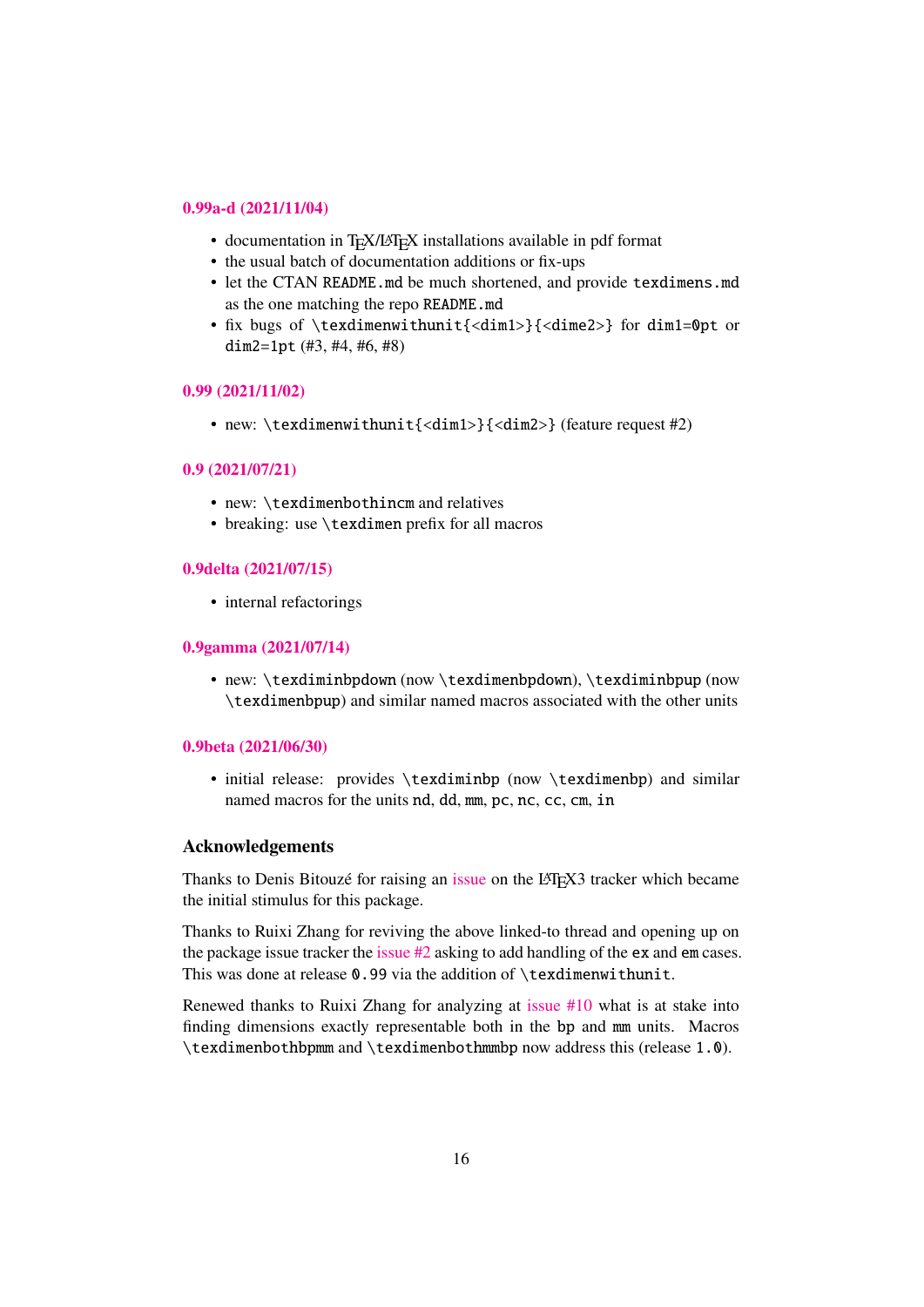### 0.99a-d (2021/11/04)

- documentation in TEX/LATEX installations available in pdf format
- the usual batch of documentation additions or fix-ups
- let the CTAN `README.md` be much shortened, and provide `texdimens.md` as the one matching the repo `README.md`
- fix bugs of `\texdimenwithunit{<dim1>}{<dime2>}` for `dim1=0pt` or `dim2=1pt` (#3, #4, #6, #8)

### 0.99 (2021/11/02)

- new: `\texdimenwithunit{<dim1>}{<dim2>}` (feature request #2)

### 0.9 (2021/07/21)

- new: `\texdimenbothincm` and relatives
- breaking: use `\texdimen` prefix for all macros

### 0.9delta (2021/07/15)

- internal refactorings

### 0.9gamma (2021/07/14)

- new: `\texdiminbpdown` (now `\texdimenbpdown`), `\texdiminbpup` (now `\texdimenbpup`) and similar named macros associated with the other units

### 0.9beta (2021/06/30)

- initial release: provides `\texdiminbp` (now `\texdimenbp`) and similar named macros for the units `nd`, `dd`, `mm`, `pc`, `nc`, `cc`, `cm`, `in`

## Acknowledgements

Thanks to Denis Bitouzé for raising an issue on the LATEX3 tracker which became the initial stimulus for this package.

Thanks to Ruixi Zhang for reviving the above linked-to thread and opening up on the package issue tracker the issue #2 asking to add handling of the `ex` and `em` cases. This was done at release `0.99` via the addition of `\texdimenwithunit`.

Renewed thanks to Ruixi Zhang for analyzing at issue #10 what is at stake into finding dimensions exactly representable both in the `bp` and `mm` units. Macros `\texdimenbothbpmm` and `\texdimenbothmmbp` now address this (release `1.0`).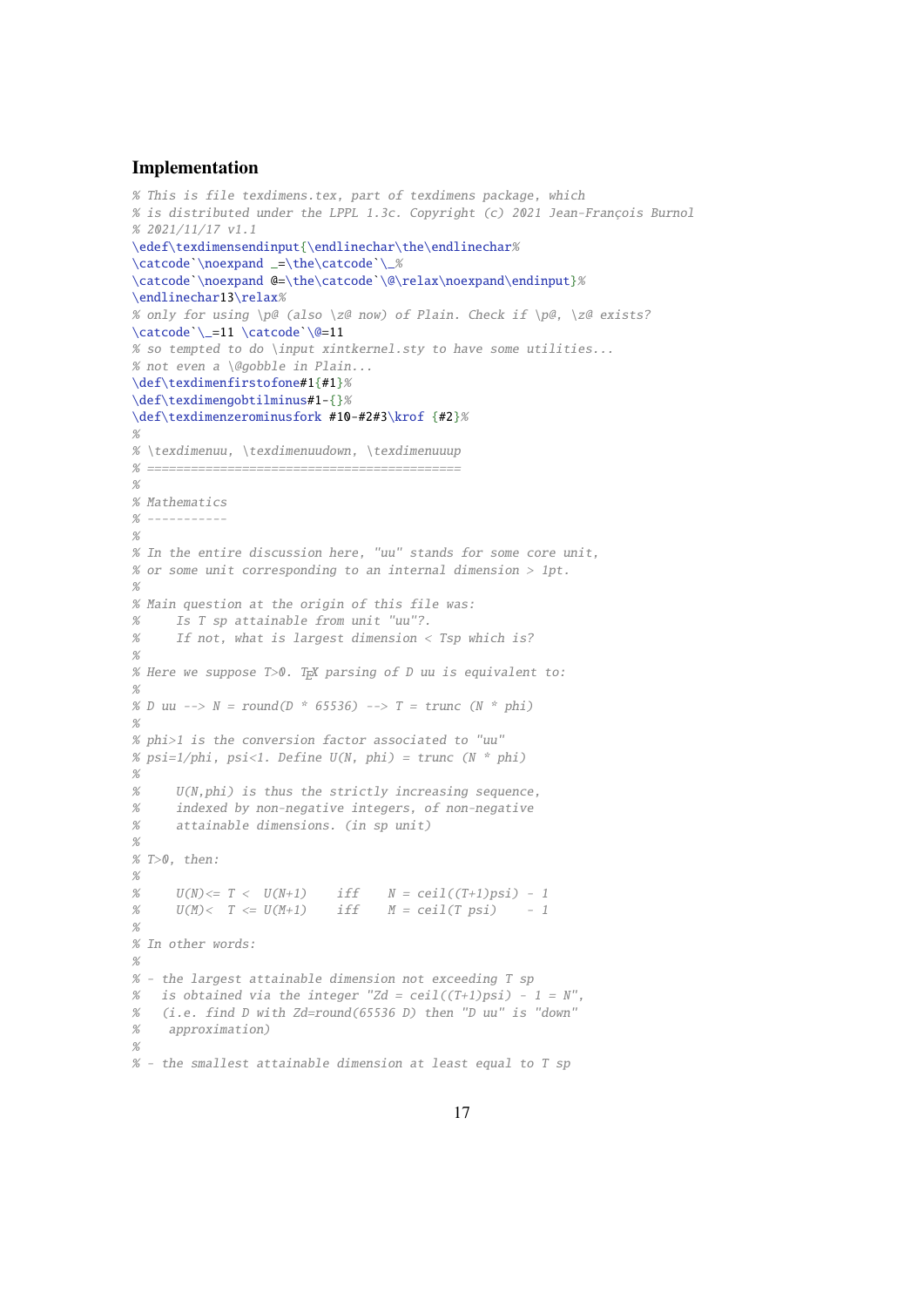## Implementation

```
% This is file texdimens.tex, part of texdimens package, which
% is distributed under the LPPL 1.3c. Copyright (c) 2021 Jean-François Burnol
% 2021/11/17 v1.1
\edef\texdimensendinput{\endlinechar\the\endlinechar%
\catcode`\noexpand _=\the\catcode`\_%
\catcode`\noexpand @=\the\catcode`\@\relax\noexpand\endinput}%
\endlinechar13\relax%
% only for using \p@ (also \z@ now) of Plain. Check if \p@, \z@ exists?
\catcode`\_=11 \catcode`\@=11
% so tempted to do \input xintkernel.sty to have some utilities...
% not even a \@gobble in Plain...
\def\texdimenfirstofone#1{#1}%
\def\texdimengobtilminus#1-{}%
\def\texdimenzerominusfork #10-#2#3\krof {#2}%
%
% \texdimenuu, \texdimenuudown, \texdimenuuup
% ==========================================
%
% Mathematics
% -----------
%
% In the entire discussion here, "uu" stands for some core unit,
% or some unit corresponding to an internal dimension > 1pt.
%
% Main question at the origin of this file was:
%     Is T sp attainable from unit "uu"?.
%     If not, what is largest dimension < Tsp which is?
%
% Here we suppose T>0. TeX parsing of D uu is equivalent to:
%
% D uu --> N = round(D * 65536) --> T = trunc (N * phi)
%
% phi>1 is the conversion factor associated to "uu"
% psi=1/phi, psi<1. Define U(N, phi) = trunc (N * phi)
%
%     U(N,phi) is thus the strictly increasing sequence,
%     indexed by non-negative integers, of non-negative
%     attainable dimensions. (in sp unit)
%
% T>0, then:
%
%     U(N)<= T <  U(N+1)    iff    N = ceil((T+1)psi) - 1
%     U(M)<  T <= U(M+1)    iff    M = ceil(T psi)    - 1
%
% In other words:
%
% - the largest attainable dimension not exceeding T sp
%   is obtained via the integer "Zd = ceil((T+1)psi) - 1 = N",
%   (i.e. find D with Zd=round(65536 D) then "D uu" is "down"
%    approximation)
%
% - the smallest attainable dimension at least equal to T sp
```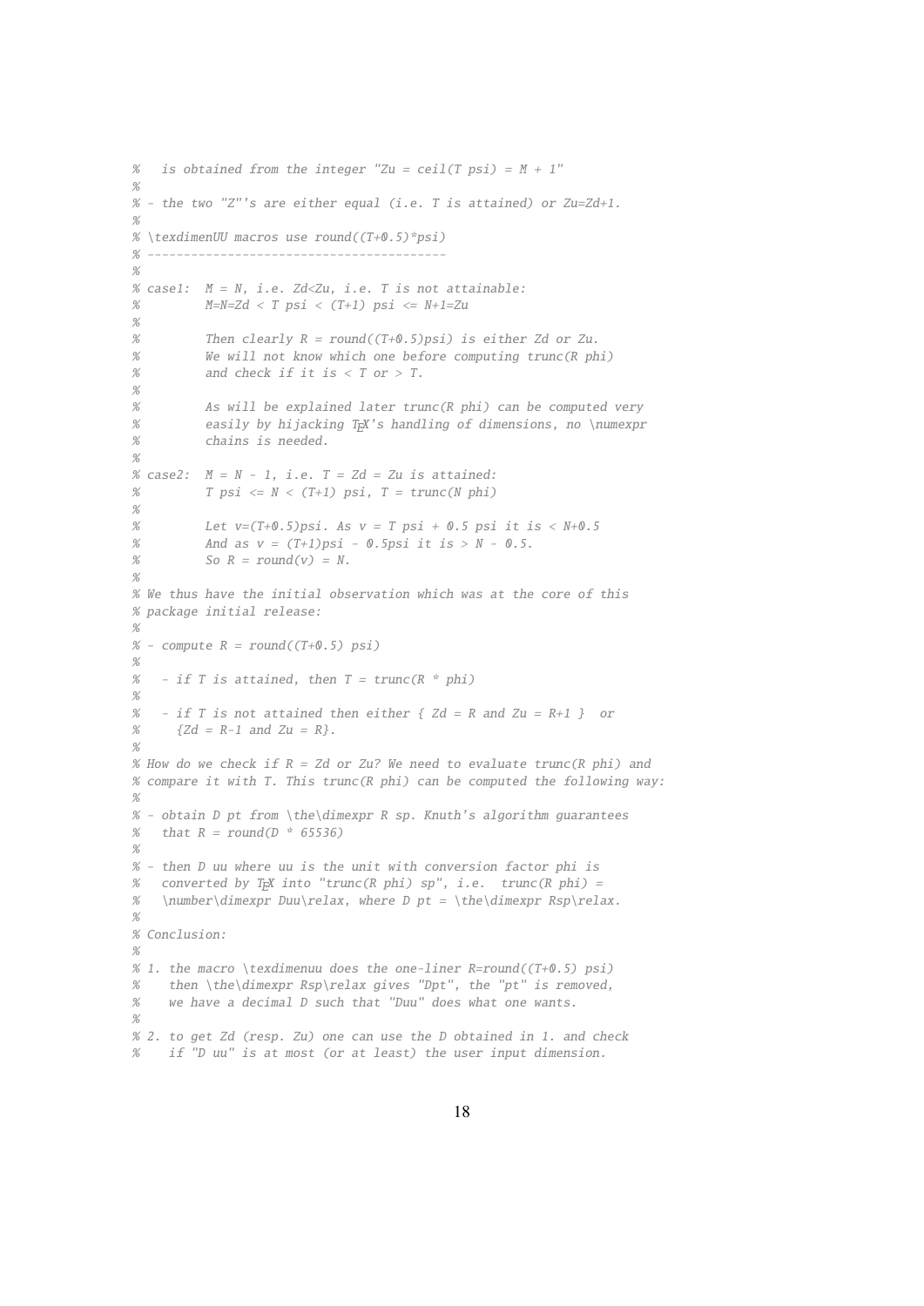```
%   is obtained from the integer "Zu = ceil(T psi) = M + 1"
%
% - the two "Z"'s are either equal (i.e. T is attained) or Zu=Zd+1.
%
% \texdimenUU macros use round((T+0.5)*psi)
% ----------------------------------------
%
% case1:  M = N, i.e. Zd<Zu, i.e. T is not attainable:
%         M=N=Zd < T psi < (T+1) psi <= N+1=Zu
%
%         Then clearly R = round((T+0.5)psi) is either Zd or Zu.
%         We will not know which one before computing trunc(R phi)
%         and check if it is < T or > T.
%
%         As will be explained later trunc(R phi) can be computed very
%         easily by hijacking TeX's handling of dimensions, no \numexpr
%         chains is needed.
%
% case2:  M = N - 1, i.e. T = Zd = Zu is attained:
%         T psi <= N < (T+1) psi, T = trunc(N phi)
%
%         Let v=(T+0.5)psi. As v = T psi + 0.5 psi it is < N+0.5
%         And as v = (T+1)psi - 0.5psi it is > N - 0.5.
%         So R = round(v) = N.
%
% We thus have the initial observation which was at the core of this
% package initial release:
%
% - compute R = round((T+0.5) psi)
%
%   - if T is attained, then T = trunc(R * phi)
%
%   - if T is not attained then either { Zd = R and Zu = R+1 }  or
%     {Zd = R-1 and Zu = R}.
%
% How do we check if R = Zd or Zu? We need to evaluate trunc(R phi) and
% compare it with T. This trunc(R phi) can be computed the following way:
%
% - obtain D pt from \the\dimexpr R sp. Knuth's algorithm guarantees
%   that R = round(D * 65536)
%
% - then D uu where uu is the unit with conversion factor phi is
%   converted by TeX into "trunc(R phi) sp", i.e.  trunc(R phi) =
%   \number\dimexpr Duu\relax, where D pt = \the\dimexpr Rsp\relax.
%
% Conclusion:
%
% 1. the macro \texdimenuu does the one-liner R=round((T+0.5) psi)
%    then \the\dimexpr Rsp\relax gives "Dpt", the "pt" is removed,
%    we have a decimal D such that "Duu" does what one wants.
%
% 2. to get Zd (resp. Zu) one can use the D obtained in 1. and check
%    if "D uu" is at most (or at least) the user input dimension.
```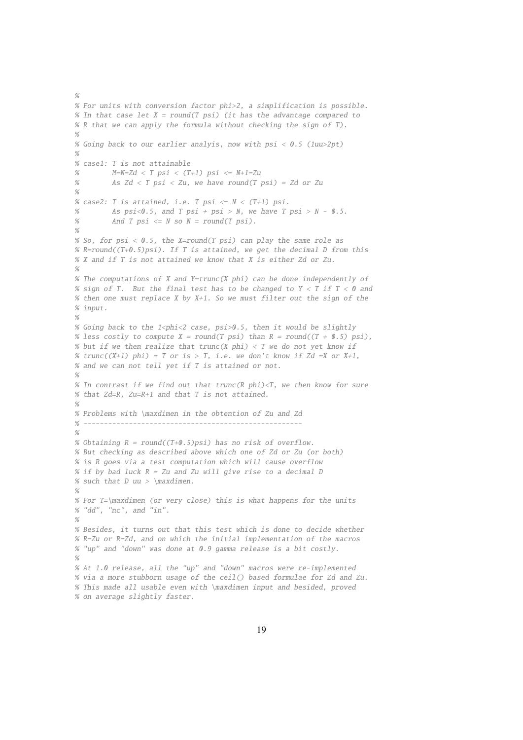```
%
% For units with conversion factor phi>2, a simplification is possible.
% In that case let X = round(T psi) (it has the advantage compared to
% R that we can apply the formula without checking the sign of T).
%
% Going back to our earlier analyis, now with psi < 0.5 (1uu>2pt)
%
% case1: T is not attainable
%        M=N=Zd < T psi < (T+1) psi <= N+1=Zu
%        As Zd < T psi < Zu, we have round(T psi) = Zd or Zu
%
% case2: T is attained, i.e. T psi <= N < (T+1) psi.
%        As psi<0.5, and T psi + psi > N, we have T psi > N - 0.5.
%        And T psi <= N so N = round(T psi).
%
% So, for psi < 0.5, the X=round(T psi) can play the same role as
% R=round((T+0.5)psi). If T is attained, we get the decimal D from this
% X and if T is not attained we know that X is either Zd or Zu.
%
% The computations of X and Y=trunc(X phi) can be done independently of
% sign of T.  But the final test has to be changed to Y < T if T < 0 and
% then one must replace X by X+1. So we must filter out the sign of the
% input.
%
% Going back to the 1<phi<2 case, psi>0.5, then it would be slightly
% less costly to compute X = round(T psi) than R = round((T + 0.5) psi),
% but if we then realize that trunc(X phi) < T we do not yet know if
% trunc((X+1) phi) = T or is > T, i.e. we don't know if Zd =X or X+1,
% and we can not tell yet if T is attained or not.
%
% In contrast if we find out that trunc(R phi)<T, we then know for sure
% that Zd=R, Zu=R+1 and that T is not attained.
%
% Problems with \maxdimen in the obtention of Zu and Zd
% -----------------------------------------------------
%
% Obtaining R = round((T+0.5)psi) has no risk of overflow.
% But checking as described above which one of Zd or Zu (or both)
% is R goes via a test computation which will cause overflow
% if by bad luck R = Zu and Zu will give rise to a decimal D
% such that D uu > \maxdimen.
%
% For T=\maxdimen (or very close) this is what happens for the units
% "dd", "nc", and "in".
%
% Besides, it turns out that this test which is done to decide whether
% R=Zu or R=Zd, and on which the initial implementation of the macros
% "up" and "down" was done at 0.9 gamma release is a bit costly.
%
% At 1.0 release, all the "up" and "down" macros were re-implemented
% via a more stubborn usage of the ceil() based formulae for Zd and Zu.
% This made all usable even with \maxdimen input and besided, proved
% on average slightly faster.
```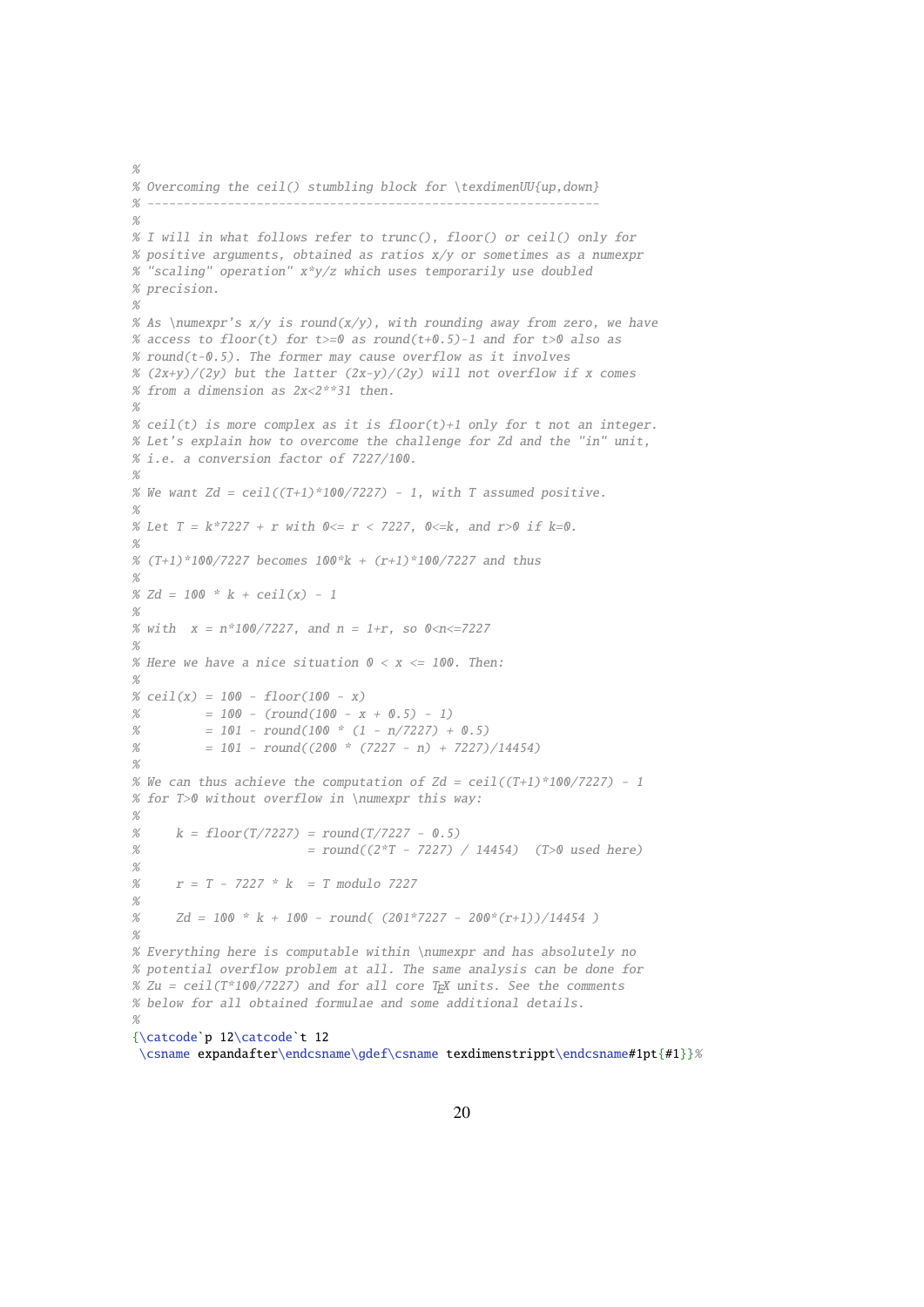```
%
% Overcoming the ceil() stumbling block for \texdimenUU{up,down}
% -------------------------------------------------------------
%
% I will in what follows refer to trunc(), floor() or ceil() only for
% positive arguments, obtained as ratios x/y or sometimes as a numexpr
% "scaling" operation" x*y/z which uses temporarily use doubled
% precision.
%
% As \numexpr's x/y is round(x/y), with rounding away from zero, we have
% access to floor(t) for t>=0 as round(t+0.5)-1 and for t>0 also as
% round(t-0.5). The former may cause overflow as it involves
% (2x+y)/(2y) but the latter (2x-y)/(2y) will not overflow if x comes
% from a dimension as 2x<2**31 then.
%
% ceil(t) is more complex as it is floor(t)+1 only for t not an integer.
% Let's explain how to overcome the challenge for Zd and the "in" unit,
% i.e. a conversion factor of 7227/100.
%
% We want Zd = ceil((T+1)*100/7227) - 1, with T assumed positive.
%
% Let T = k*7227 + r with 0<= r < 7227, 0<=k, and r>0 if k=0.
%
% (T+1)*100/7227 becomes 100*k + (r+1)*100/7227 and thus
%
% Zd = 100 * k + ceil(x) - 1
%
% with  x = n*100/7227, and n = 1+r, so 0<n<=7227
%
% Here we have a nice situation 0 < x <= 100. Then:
%
% ceil(x) = 100 - floor(100 - x)
%         = 100 - (round(100 - x + 0.5) - 1)
%         = 101 - round(100 * (1 - n/7227) + 0.5)
%         = 101 - round((200 * (7227 - n) + 7227)/14454)
%
% We can thus achieve the computation of Zd = ceil((T+1)*100/7227) - 1
% for T>0 without overflow in \numexpr this way:
%
%     k = floor(T/7227) = round(T/7227 - 0.5)
%                       = round((2*T - 7227) / 14454)  (T>0 used here)
%
%     r = T - 7227 * k  = T modulo 7227
%
%     Zd = 100 * k + 100 - round( (201*7227 - 200*(r+1))/14454 )
%
% Everything here is computable within \numexpr and has absolutely no
% potential overflow problem at all. The same analysis can be done for
% Zu = ceil(T*100/7227) and for all core TeX units. See the comments
% below for all obtained formulae and some additional details.
%
{\catcode`p 12\catcode`t 12
 \csname expandafter\endcsname\gdef\csname texdimenstrippt\endcsname#1pt{#1}}%
```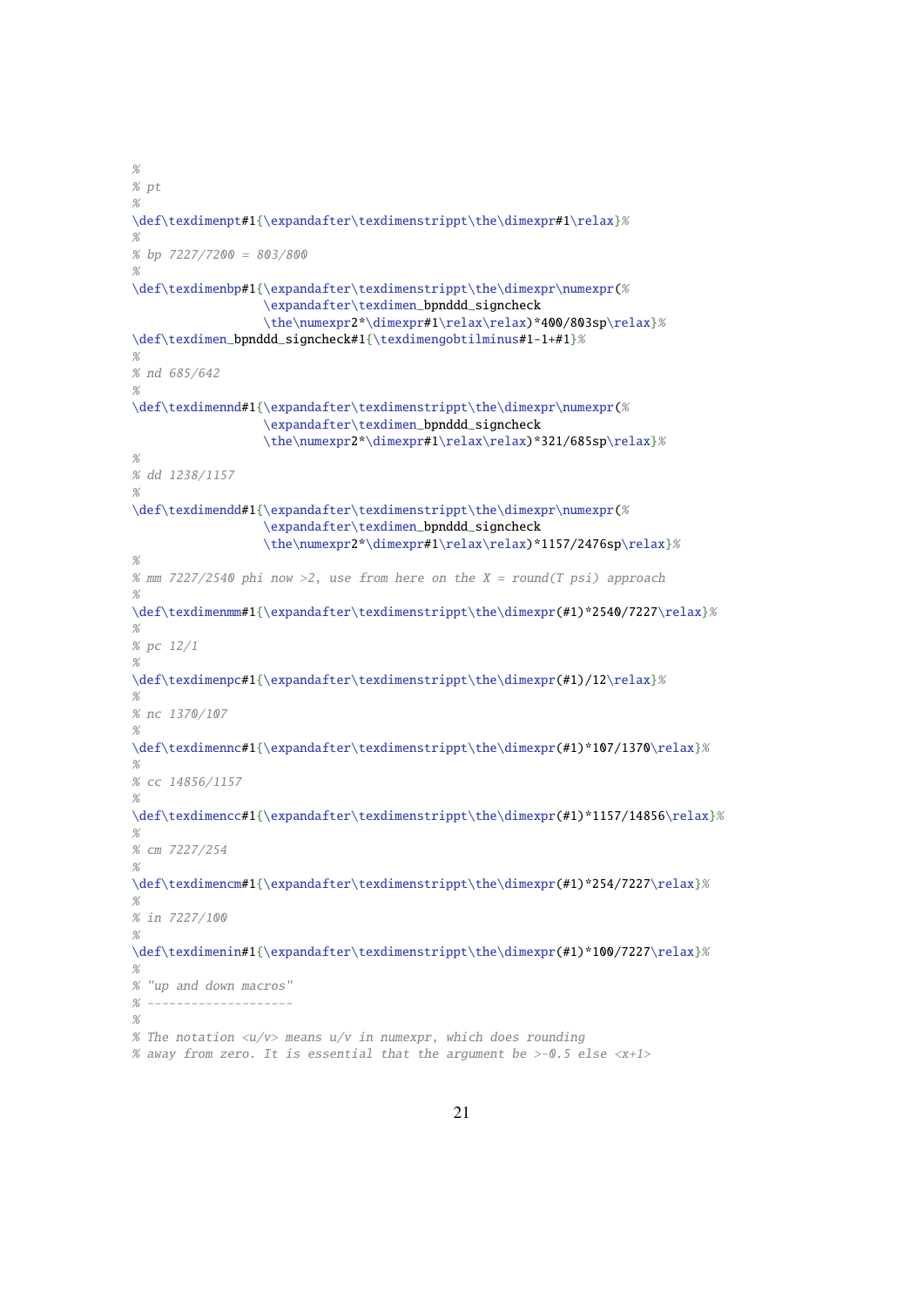```
%
% pt
%
\def\texdimenpt#1{\expandafter\texdimenstrippt\the\dimexpr#1\relax}%
%
% bp 7227/7200 = 803/800
%
\def\texdimenbp#1{\expandafter\texdimenstrippt\the\dimexpr\numexpr(%
                  \expandafter\texdimen_bpnddd_signcheck
                  \the\numexpr2*\dimexpr#1\relax\relax)*400/803sp\relax}%
\def\texdimen_bpnddd_signcheck#1{\texdimengobtilminus#1-1+#1}%
%
% nd 685/642
%
\def\texdimennd#1{\expandafter\texdimenstrippt\the\dimexpr\numexpr(%
                  \expandafter\texdimen_bpnddd_signcheck
                  \the\numexpr2*\dimexpr#1\relax\relax)*321/685sp\relax}%
%
% dd 1238/1157
%
\def\texdimendd#1{\expandafter\texdimenstrippt\the\dimexpr\numexpr(%
                  \expandafter\texdimen_bpnddd_signcheck
                  \the\numexpr2*\dimexpr#1\relax\relax)*1157/2476sp\relax}%
%
% mm 7227/2540 phi now >2, use from here on the X = round(T psi) approach
%
\def\texdimenmm#1{\expandafter\texdimenstrippt\the\dimexpr(#1)*2540/7227\relax}%
%
% pc 12/1
%
\def\texdimenpc#1{\expandafter\texdimenstrippt\the\dimexpr(#1)/12\relax}%
%
% nc 1370/107
%
\def\texdimennc#1{\expandafter\texdimenstrippt\the\dimexpr(#1)*107/1370\relax}%
%
% cc 14856/1157
%
\def\texdimencc#1{\expandafter\texdimenstrippt\the\dimexpr(#1)*1157/14856\relax}%
%
% cm 7227/254
%
\def\texdimencm#1{\expandafter\texdimenstrippt\the\dimexpr(#1)*254/7227\relax}%
%
% in 7227/100
%
\def\texdimenin#1{\expandafter\texdimenstrippt\the\dimexpr(#1)*100/7227\relax}%
%
% "up and down macros"
% --------------------
%
% The notation <u/v> means u/v in numexpr, which does rounding
% away from zero. It is essential that the argument be >-0.5 else <x+1>
```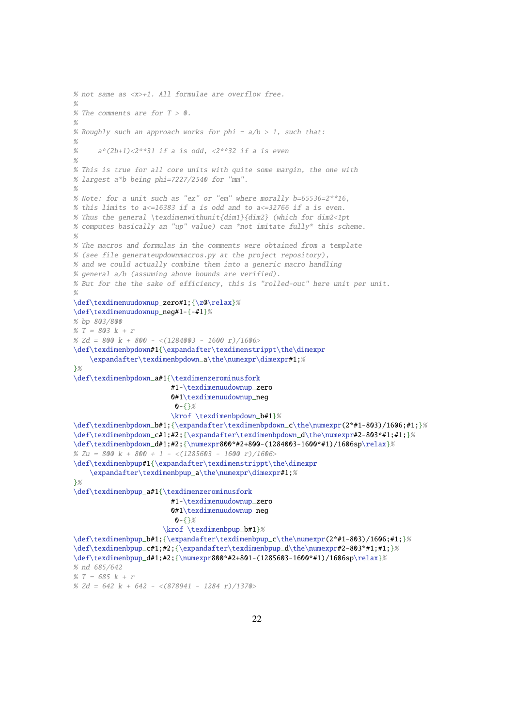```
% not same as <x>+1. All formulae are overflow free.
%
% The comments are for T > 0.
%
% Roughly such an approach works for phi = a/b > 1, such that:
%
%     a*(2b+1)<2**31 if a is odd, <2**32 if a is even
%
% This is true for all core units with quite some margin, the one with
% largest a*b being phi=7227/2540 for "mm".
%
% Note: for a unit such as "ex" or "em" where morally b=65536=2**16,
% this limits to a<=16383 if a is odd and to a<=32766 if a is even.
% Thus the general \texdimenwithunit{dim1}{dim2} (which for dim2<1pt
% computes basically an "up" value) can *not imitate fully* this scheme.
%
% The macros and formulas in the comments were obtained from a template
% (see file generateupdownmacros.py at the project repository),
% and we could actually combine them into a generic macro handling
% general a/b (assuming above bounds are verified).
% But for the the sake of efficiency, this is "rolled-out" here unit per unit.
%
\def\texdimenuudownup_zero#1;{\z@\relax}%
\def\texdimenuudownup_neg#1-{-#1}%
% bp 803/800
% T = 803 k + r
% Zd = 800 k + 800 - <(1284003 - 1600 r)/1606>
\def\texdimenbpdown#1{\expandafter\texdimenstrippt\the\dimexpr
   \expandafter\texdimenbpdown_a\the\numexpr\dimexpr#1;%
}%
\def\texdimenbpdown_a#1{\texdimenzerominusfork
                        #1-\texdimenuudownup_zero
                        0#1\texdimenuudownup_neg
                         0-{}%
                        \krof \texdimenbpdown_b#1}%
\def\texdimenbpdown_b#1;{\expandafter\texdimenbpdown_c\the\numexpr(2*#1-803)/1606;#1;}%
\def\texdimenbpdown_c#1;#2;{\expandafter\texdimenbpdown_d\the\numexpr#2-803*#1;#1;}%
\def\texdimenbpdown_d#1;#2;{\numexpr800*#2+800-(1284003-1600*#1)/1606sp\relax}%
% Zu = 800 k + 800 + 1 - <(1285603 - 1600 r)/1606>
\def\texdimenbpup#1{\expandafter\texdimenstrippt\the\dimexpr
   \expandafter\texdimenbpup_a\the\numexpr\dimexpr#1;%
}%
\def\texdimenbpup_a#1{\texdimenzerominusfork
                        #1-\texdimenuudownup_zero
                        0#1\texdimenuudownup_neg
                         0-{}%
                      \krof \texdimenbpup_b#1}%
\def\texdimenbpup_b#1;{\expandafter\texdimenbpup_c\the\numexpr(2*#1-803)/1606;#1;}%
\def\texdimenbpup_c#1;#2;{\expandafter\texdimenbpup_d\the\numexpr#2-803*#1;#1;}%
\def\texdimenbpup_d#1;#2;{\numexpr800*#2+801-(1285603-1600*#1)/1606sp\relax}%
% nd 685/642
% T = 685 k + r
% Zd = 642 k + 642 - <(878941 - 1284 r)/1370>
```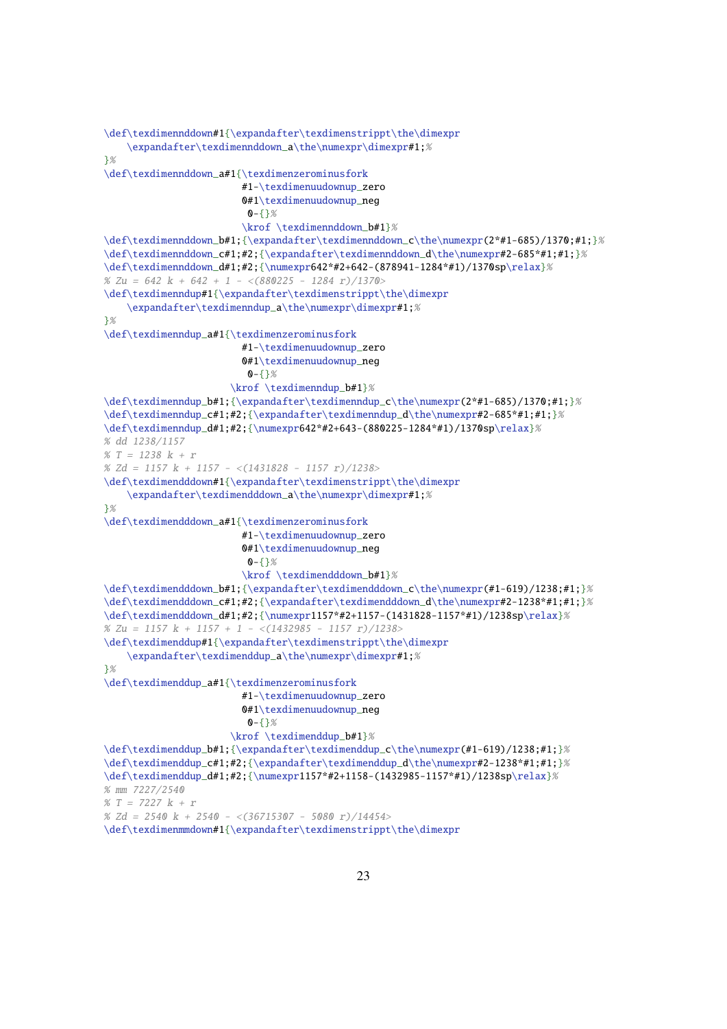```
\def\texdimennddown#1{\expandafter\texdimenstrippt\the\dimexpr
    \expandafter\texdimennddown_a\the\numexpr\dimexpr#1;%
}%
\def\texdimennddown_a#1{\texdimenzerominusfork
                        #1-\texdimenuudownup_zero
                        0#1\texdimenuudownup_neg
                         0-{}%
                        \krof \texdimennddown_b#1}%
\def\texdimennddown_b#1;{\expandafter\texdimennddown_c\the\numexpr(2*#1-685)/1370;#1;}%
\def\texdimennddown_c#1;#2;{\expandafter\texdimennddown_d\the\numexpr#2-685*#1;#1;}%
\def\texdimennddown_d#1;#2;{\numexpr642*#2+642-(878941-1284*#1)/1370sp\relax}%
% Zu = 642 k + 642 + 1 - <(880225 - 1284 r)/1370>
\def\texdimenndup#1{\expandafter\texdimenstrippt\the\dimexpr
    \expandafter\texdimenndup_a\the\numexpr\dimexpr#1;%
}%
\def\texdimenndup_a#1{\texdimenzerominusfork
                        #1-\texdimenuudownup_zero
                        0#1\texdimenuudownup_neg
                         0-{}%
                      \krof \texdimenndup_b#1}%
\def\texdimenndup_b#1;{\expandafter\texdimenndup_c\the\numexpr(2*#1-685)/1370;#1;}%
\def\texdimenndup_c#1;#2;{\expandafter\texdimenndup_d\the\numexpr#2-685*#1;#1;}%
\def\texdimenndup_d#1;#2;{\numexpr642*#2+643-(880225-1284*#1)/1370sp\relax}%
% dd 1238/1157
% T = 1238 k + r
% Zd = 1157 k + 1157 - <(1431828 - 1157 r)/1238>
\def\texdimendddown#1{\expandafter\texdimenstrippt\the\dimexpr
    \expandafter\texdimendddown_a\the\numexpr\dimexpr#1;%
}%
\def\texdimendddown_a#1{\texdimenzerominusfork
                        #1-\texdimenuudownup_zero
                        0#1\texdimenuudownup_neg
                         0-{}%
                        \krof \texdimendddown_b#1}%
\def\texdimendddown_b#1;{\expandafter\texdimendddown_c\the\numexpr(#1-619)/1238;#1;}%
\def\texdimendddown_c#1;#2;{\expandafter\texdimendddown_d\the\numexpr#2-1238*#1;#1;}%
\def\texdimendddown_d#1;#2;{\numexpr1157*#2+1157-(1431828-1157*#1)/1238sp\relax}%
% Zu = 1157 k + 1157 + 1 - <(1432985 - 1157 r)/1238>
\def\texdimenddup#1{\expandafter\texdimenstrippt\the\dimexpr
    \expandafter\texdimenddup_a\the\numexpr\dimexpr#1;%
}%
\def\texdimenddup_a#1{\texdimenzerominusfork
                        #1-\texdimenuudownup_zero
                        0#1\texdimenuudownup_neg
                         0-{}%
                      \krof \texdimenddup_b#1}%
\def\texdimenddup_b#1;{\expandafter\texdimenddup_c\the\numexpr(#1-619)/1238;#1;}%
\def\texdimenddup_c#1;#2;{\expandafter\texdimenddup_d\the\numexpr#2-1238*#1;#1;}%
\def\texdimenddup_d#1;#2;{\numexpr1157*#2+1158-(1432985-1157*#1)/1238sp\relax}%
% mm 7227/2540
% T = 7227 k + r
% Zd = 2540 k + 2540 - <(36715307 - 5080 r)/14454>
\def\texdimenmmdown#1{\expandafter\texdimenstrippt\the\dimexpr
```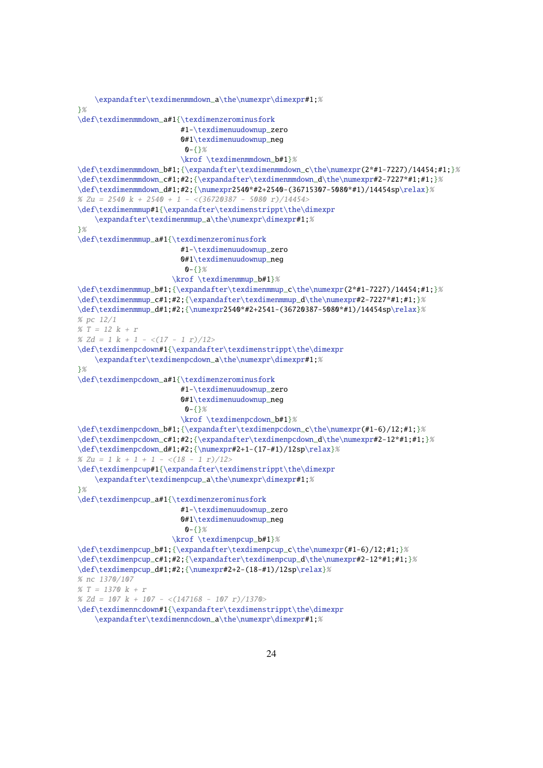```
    \expandafter\texdimenmmdown_a\the\numexpr\dimexpr#1;%
}%
\def\texdimenmmdown_a#1{\texdimenzerominusfork
                        #1-\texdimenuudownup_zero
                        0#1\texdimenuudownup_neg
                         0-{}%
                        \krof \texdimenmmdown_b#1}%
\def\texdimenmmdown_b#1;{\expandafter\texdimenmmdown_c\the\numexpr(2*#1-7227)/14454;#1;}%
\def\texdimenmmdown_c#1;#2;{\expandafter\texdimenmmdown_d\the\numexpr#2-7227*#1;#1;}%
\def\texdimenmmdown_d#1;#2;{\numexpr2540*#2+2540-(36715307-5080*#1)/14454sp\relax}%
% Zu = 2540 k + 2540 + 1 - <(36720387 - 5080 r)/14454>
\def\texdimenmmup#1{\expandafter\texdimenstrippt\the\dimexpr
    \expandafter\texdimenmmup_a\the\numexpr\dimexpr#1;%
}%
\def\texdimenmmup_a#1{\texdimenzerominusfork
                        #1-\texdimenuudownup_zero
                        0#1\texdimenuudownup_neg
                         0-{}%
                      \krof \texdimenmmup_b#1}%
\def\texdimenmmup_b#1;{\expandafter\texdimenmmup_c\the\numexpr(2*#1-7227)/14454;#1;}%
\def\texdimenmmup_c#1;#2;{\expandafter\texdimenmmup_d\the\numexpr#2-7227*#1;#1;}%
\def\texdimenmmup_d#1;#2;{\numexpr2540*#2+2541-(36720387-5080*#1)/14454sp\relax}%
% pc 12/1
% T = 12 k + r
% Zd = 1 k + 1 - <(17 - 1 r)/12>
\def\texdimenpcdown#1{\expandafter\texdimenstrippt\the\dimexpr
    \expandafter\texdimenpcdown_a\the\numexpr\dimexpr#1;%
}%
\def\texdimenpcdown_a#1{\texdimenzerominusfork
                        #1-\texdimenuudownup_zero
                        0#1\texdimenuudownup_neg
                         0-{}%
                        \krof \texdimenpcdown_b#1}%
\def\texdimenpcdown_b#1;{\expandafter\texdimenpcdown_c\the\numexpr(#1-6)/12;#1;}%
\def\texdimenpcdown_c#1;#2;{\expandafter\texdimenpcdown_d\the\numexpr#2-12*#1;#1;}%
\def\texdimenpcdown_d#1;#2;{\numexpr#2+1-(17-#1)/12sp\relax}%
% Zu = 1 k + 1 + 1 - <(18 - 1 r)/12>
\def\texdimenpcup#1{\expandafter\texdimenstrippt\the\dimexpr
    \expandafter\texdimenpcup_a\the\numexpr\dimexpr#1;%
}%
\def\texdimenpcup_a#1{\texdimenzerominusfork
                        #1-\texdimenuudownup_zero
                        0#1\texdimenuudownup_neg
                         0-{}%
                      \krof \texdimenpcup_b#1}%
\def\texdimenpcup_b#1;{\expandafter\texdimenpcup_c\the\numexpr(#1-6)/12;#1;}%
\def\texdimenpcup_c#1;#2;{\expandafter\texdimenpcup_d\the\numexpr#2-12*#1;#1;}%
\def\texdimenpcup_d#1;#2;{\numexpr#2+2-(18-#1)/12sp\relax}%
% nc 1370/107
% T = 1370 k + r
% Zd = 107 k + 107 - <(147168 - 107 r)/1370>
\def\texdimenncdown#1{\expandafter\texdimenstrippt\the\dimexpr
    \expandafter\texdimenncdown_a\the\numexpr\dimexpr#1;%
```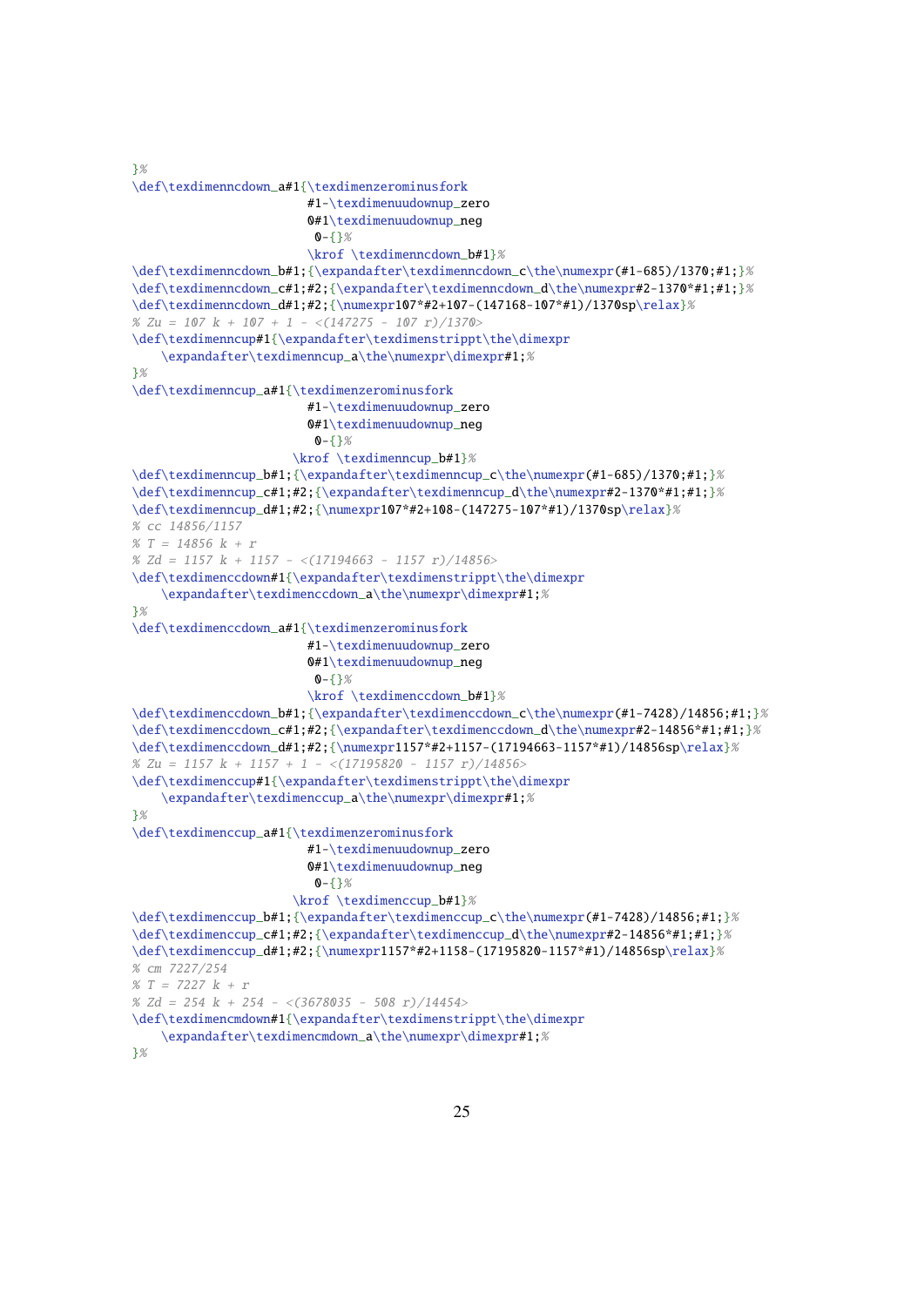```
}%
\def\texdimenncdown_a#1{\texdimenzerominusfork
                        #1-\texdimenuudownup_zero
                        0#1\texdimenuudownup_neg
                         0-{}%
                        \krof \texdimenncdown_b#1}%
\def\texdimenncdown_b#1;{\expandafter\texdimenncdown_c\the\numexpr(#1-685)/1370;#1;}%
\def\texdimenncdown_c#1;#2;{\expandafter\texdimenncdown_d\the\numexpr#2-1370*#1;#1;}%
\def\texdimenncdown_d#1;#2;{\numexpr107*#2+107-(147168-107*#1)/1370sp\relax}%
% Zu = 107 k + 107 + 1 - <(147275 - 107 r)/1370>
\def\texdimenncup#1{\expandafter\texdimenstrippt\the\dimexpr
    \expandafter\texdimenncup_a\the\numexpr\dimexpr#1;%
}%
\def\texdimenncup_a#1{\texdimenzerominusfork
                        #1-\texdimenuudownup_zero
                        0#1\texdimenuudownup_neg
                         0-{}%
                      \krof \texdimenncup_b#1}%
\def\texdimenncup_b#1;{\expandafter\texdimenncup_c\the\numexpr(#1-685)/1370;#1;}%
\def\texdimenncup_c#1;#2;{\expandafter\texdimenncup_d\the\numexpr#2-1370*#1;#1;}%
\def\texdimenncup_d#1;#2;{\numexpr107*#2+108-(147275-107*#1)/1370sp\relax}%
% cc 14856/1157
% T = 14856 k + r
% Zd = 1157 k + 1157 - <(17194663 - 1157 r)/14856>
\def\texdimenccdown#1{\expandafter\texdimenstrippt\the\dimexpr
    \expandafter\texdimenccdown_a\the\numexpr\dimexpr#1;%
}%
\def\texdimenccdown_a#1{\texdimenzerominusfork
                        #1-\texdimenuudownup_zero
                        0#1\texdimenuudownup_neg
                         0-{}%
                        \krof \texdimenccdown_b#1}%
\def\texdimenccdown_b#1;{\expandafter\texdimenccdown_c\the\numexpr(#1-7428)/14856;#1;}%
\def\texdimenccdown_c#1;#2;{\expandafter\texdimenccdown_d\the\numexpr#2-14856*#1;#1;}%
\def\texdimenccdown_d#1;#2;{\numexpr1157*#2+1157-(17194663-1157*#1)/14856sp\relax}%
% Zu = 1157 k + 1157 + 1 - <(17195820 - 1157 r)/14856>
\def\texdimenccup#1{\expandafter\texdimenstrippt\the\dimexpr
    \expandafter\texdimenccup_a\the\numexpr\dimexpr#1;%
}%
\def\texdimenccup_a#1{\texdimenzerominusfork
                        #1-\texdimenuudownup_zero
                        0#1\texdimenuudownup_neg
                         0-{}%
                      \krof \texdimenccup_b#1}%
\def\texdimenccup_b#1;{\expandafter\texdimenccup_c\the\numexpr(#1-7428)/14856;#1;}%
\def\texdimenccup_c#1;#2;{\expandafter\texdimenccup_d\the\numexpr#2-14856*#1;#1;}%
\def\texdimenccup_d#1;#2;{\numexpr1157*#2+1158-(17195820-1157*#1)/14856sp\relax}%
% cm 7227/254
% T = 7227 k + r
% Zd = 254 k + 254 - <(3678035 - 508 r)/14454>
\def\texdimencmdown#1{\expandafter\texdimenstrippt\the\dimexpr
    \expandafter\texdimencmdown_a\the\numexpr\dimexpr#1;%
}%
```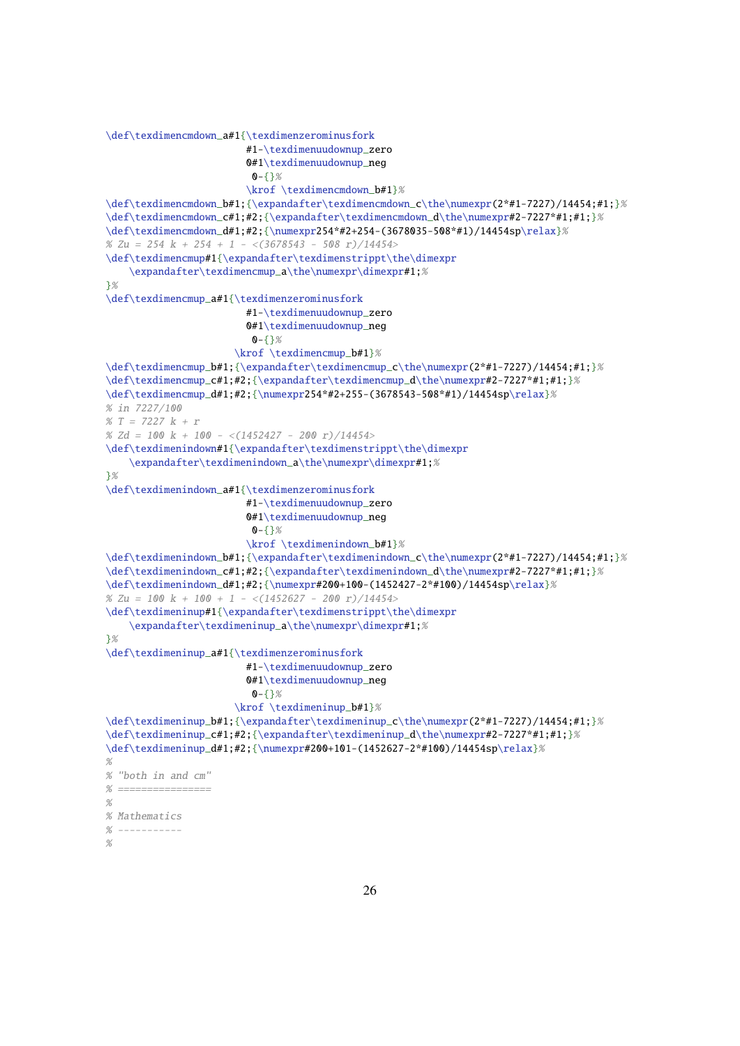```
\def\texdimencmdown_a#1{\texdimenzerominusfork
                        #1-\texdimenuudownup_zero
                        0#1\texdimenuudownup_neg
                         0-{}%
                        \krof \texdimencmdown_b#1}%
\def\texdimencmdown_b#1;{\expandafter\texdimencmdown_c\the\numexpr(2*#1-7227)/14454;#1;}%
\def\texdimencmdown_c#1;#2;{\expandafter\texdimencmdown_d\the\numexpr#2-7227*#1;#1;}%
\def\texdimencmdown_d#1;#2;{\numexpr254*#2+254-(3678035-508*#1)/14454sp\relax}%
% Zu = 254 k + 254 + 1 - <(3678543 - 508 r)/14454>
\def\texdimencmup#1{\expandafter\texdimenstrippt\the\dimexpr
    \expandafter\texdimencmup_a\the\numexpr\dimexpr#1;%
}%
\def\texdimencmup_a#1{\texdimenzerominusfork
                        #1-\texdimenuudownup_zero
                        0#1\texdimenuudownup_neg
                         0-{}%
                      \krof \texdimencmup_b#1}%
\def\texdimencmup_b#1;{\expandafter\texdimencmup_c\the\numexpr(2*#1-7227)/14454;#1;}%
\def\texdimencmup_c#1;#2;{\expandafter\texdimencmup_d\the\numexpr#2-7227*#1;#1;}%
\def\texdimencmup_d#1;#2;{\numexpr254*#2+255-(3678543-508*#1)/14454sp\relax}%
% in 7227/100
% T = 7227 k + r
% Zd = 100 k + 100 - <(1452427 - 200 r)/14454>
\def\texdimenindown#1{\expandafter\texdimenstrippt\the\dimexpr
    \expandafter\texdimenindown_a\the\numexpr\dimexpr#1;%
}%
\def\texdimenindown_a#1{\texdimenzerominusfork
                        #1-\texdimenuudownup_zero
                        0#1\texdimenuudownup_neg
                         0-{}%
                        \krof \texdimenindown_b#1}%
\def\texdimenindown_b#1;{\expandafter\texdimenindown_c\the\numexpr(2*#1-7227)/14454;#1;}%
\def\texdimenindown_c#1;#2;{\expandafter\texdimenindown_d\the\numexpr#2-7227*#1;#1;}%
\def\texdimenindown_d#1;#2;{\numexpr#200+100-(1452427-2*#100)/14454sp\relax}%
% Zu = 100 k + 100 + 1 - <(1452627 - 200 r)/14454>
\def\texdimeninup#1{\expandafter\texdimenstrippt\the\dimexpr
    \expandafter\texdimeninup_a\the\numexpr\dimexpr#1;%
}%
\def\texdimeninup_a#1{\texdimenzerominusfork
                        #1-\texdimenuudownup_zero
                        0#1\texdimenuudownup_neg
                         0-{}%
                      \krof \texdimeninup_b#1}%
\def\texdimeninup_b#1;{\expandafter\texdimeninup_c\the\numexpr(2*#1-7227)/14454;#1;}%
\def\texdimeninup_c#1;#2;{\expandafter\texdimeninup_d\the\numexpr#2-7227*#1;#1;}%
\def\texdimeninup_d#1;#2;{\numexpr#200+101-(1452627-2*#100)/14454sp\relax}%
%
% "both in and cm"
% ================
%
% Mathematics
% -----------
%
```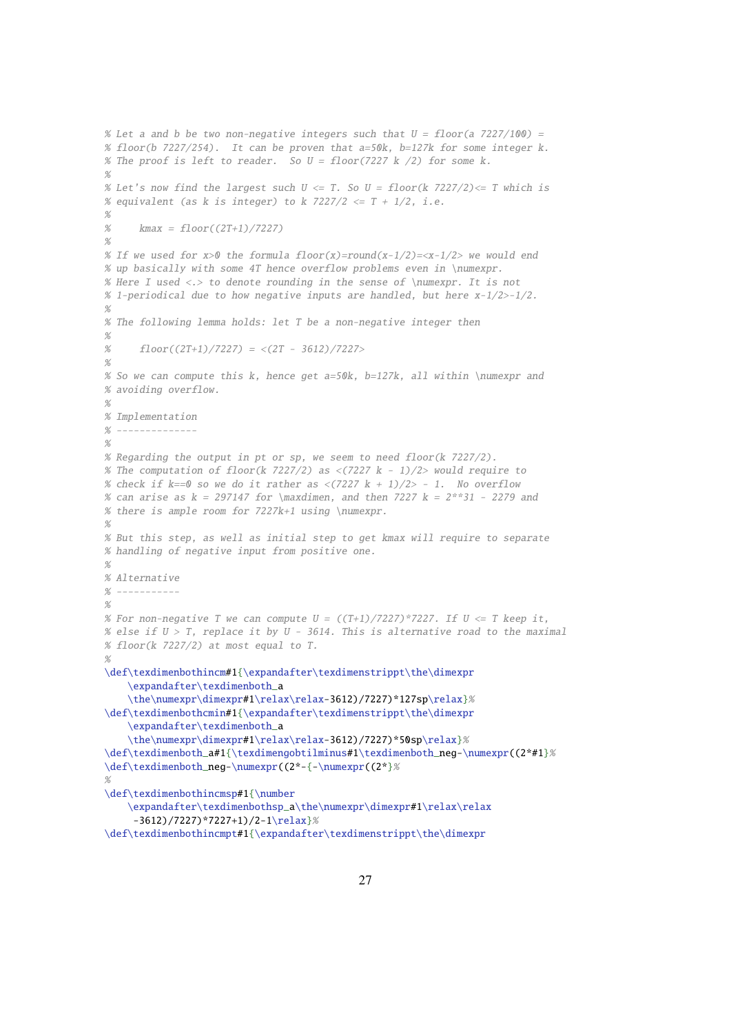```
% Let a and b be two non-negative integers such that U = floor(a 7227/100) =
% floor(b 7227/254).  It can be proven that a=50k, b=127k for some integer k.
% The proof is left to reader.  So U = floor(7227 k /2) for some k.
%
% Let's now find the largest such U <= T. So U = floor(k 7227/2)<= T which is
% equivalent (as k is integer) to k 7227/2 <= T + 1/2, i.e.
%
%     kmax = floor((2T+1)/7227)
%
% If we used for x>0 the formula floor(x)=round(x-1/2)=<x-1/2> we would end
% up basically with some 4T hence overflow problems even in \numexpr.
% Here I used <.> to denote rounding in the sense of \numexpr. It is not
% 1-periodical due to how negative inputs are handled, but here x-1/2>-1/2.
%
% The following lemma holds: let T be a non-negative integer then
%
%     floor((2T+1)/7227) = <(2T - 3612)/7227>
%
% So we can compute this k, hence get a=50k, b=127k, all within \numexpr and
% avoiding overflow.
%
% Implementation
% --------------
%
% Regarding the output in pt or sp, we seem to need floor(k 7227/2).
% The computation of floor(k 7227/2) as <(7227 k - 1)/2> would require to
% check if k==0 so we do it rather as <(7227 k + 1)/2> - 1.  No overflow
% can arise as k = 297147 for \maxdimen, and then 7227 k = 2**31 - 2279 and
% there is ample room for 7227k+1 using \numexpr.
%
% But this step, as well as initial step to get kmax will require to separate
% handling of negative input from positive one.
%
% Alternative
% -----------
%
% For non-negative T we can compute U = ((T+1)/7227)*7227. If U <= T keep it,
% else if U > T, replace it by U - 3614. This is alternative road to the maximal
% floor(k 7227/2) at most equal to T.
%
\def\texdimenbothincm#1{\expandafter\texdimenstrippt\the\dimexpr
    \expandafter\texdimenboth_a
    \the\numexpr\dimexpr#1\relax\relax-3612)/7227)*127sp\relax}%
\def\texdimenbothcmin#1{\expandafter\texdimenstrippt\the\dimexpr
    \expandafter\texdimenboth_a
    \the\numexpr\dimexpr#1\relax\relax-3612)/7227)*50sp\relax}%
\def\texdimenboth_a#1{\texdimengobtilminus#1\texdimenboth_neg-\numexpr((2*#1}%
\def\texdimenboth_neg-\numexpr((2*-{-\numexpr((2*}%
%
\def\texdimenbothincmsp#1{\number
    \expandafter\texdimenbothsp_a\the\numexpr\dimexpr#1\relax\relax
     -3612)/7227)*7227+1)/2-1\relax}%
\def\texdimenbothincmpt#1{\expandafter\texdimenstrippt\the\dimexpr
```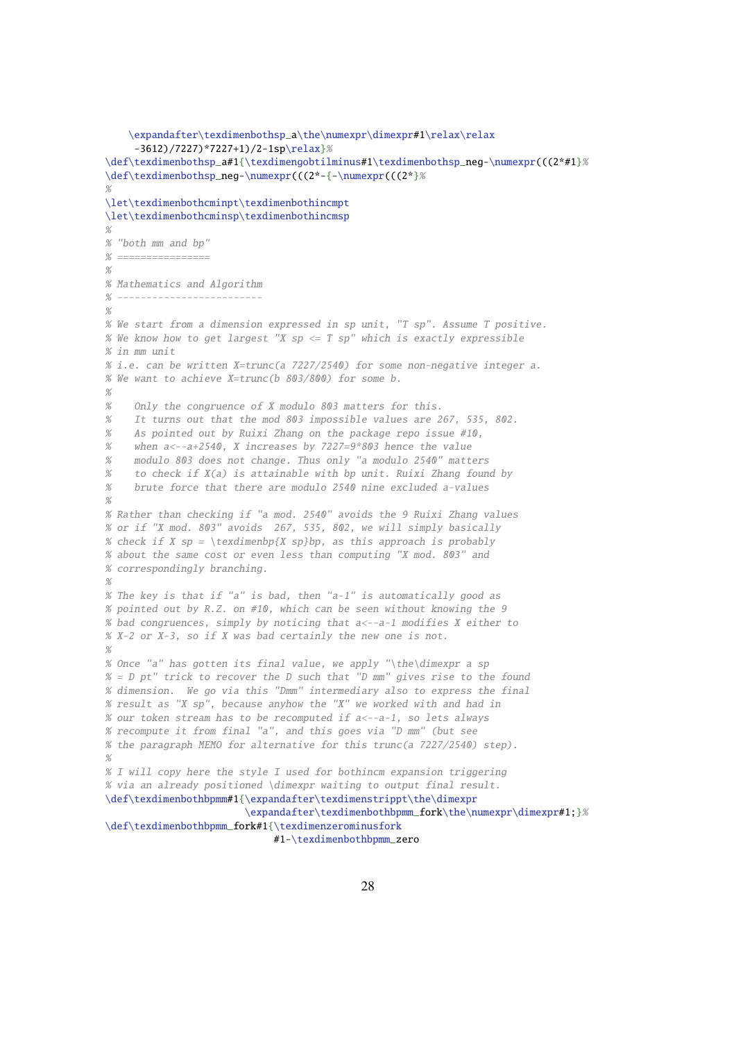```
    \expandafter\texdimenbothsp_a\the\numexpr\dimexpr#1\relax\relax
     -3612)/7227)*7227+1)/2-1sp\relax}%
\def\texdimenbothsp_a#1{\texdimengobtilminus#1\texdimenbothsp_neg-\numexpr(((2*#1}%
\def\texdimenbothsp_neg-\numexpr(((2*-{-\numexpr(((2*}%
%
\let\texdimenbothcminpt\texdimenbothincmpt
\let\texdimenbothcminsp\texdimenbothincmsp
%
% "both mm and bp"
% ================
%
% Mathematics and Algorithm
% -------------------------
%
% We start from a dimension expressed in sp unit, "T sp". Assume T positive.
% We know how to get largest "X sp <= T sp" which is exactly expressible
% in mm unit
% i.e. can be written X=trunc(a 7227/2540) for some non-negative integer a.
% We want to achieve X=trunc(b 803/800) for some b.
%
%    Only the congruence of X modulo 803 matters for this.
%    It turns out that the mod 803 impossible values are 267, 535, 802.
%    As pointed out by Ruixi Zhang on the package repo issue #10,
%    when a<--a+2540, X increases by 7227=9*803 hence the value
%    modulo 803 does not change. Thus only "a modulo 2540" matters
%    to check if X(a) is attainable with bp unit. Ruixi Zhang found by
%    brute force that there are modulo 2540 nine excluded a-values
%
% Rather than checking if "a mod. 2540" avoids the 9 Ruixi Zhang values
% or if "X mod. 803" avoids  267, 535, 802, we will simply basically
% check if X sp = \texdimenbp{X sp}bp, as this approach is probably
% about the same cost or even less than computing "X mod. 803" and
% correspondingly branching.
%
% The key is that if "a" is bad, then "a-1" is automatically good as
% pointed out by R.Z. on #10, which can be seen without knowing the 9
% bad congruences, simply by noticing that a<--a-1 modifies X either to
% X-2 or X-3, so if X was bad certainly the new one is not.
%
% Once "a" has gotten its final value, we apply "\the\dimexpr a sp
% = D pt" trick to recover the D such that "D mm" gives rise to the found
% dimension.  We go via this "Dmm" intermediary also to express the final
% result as "X sp", because anyhow the "X" we worked with and had in
% our token stream has to be recomputed if a<--a-1, so lets always
% recompute it from final "a", and this goes via "D mm" (but see
% the paragraph MEMO for alternative for this trunc(a 7227/2540) step).
%
% I will copy here the style I used for bothincm expansion triggering
% via an already positioned \dimexpr waiting to output final result.
\def\texdimenbothbpmm#1{\expandafter\texdimenstrippt\the\dimexpr
                        \expandafter\texdimenbothbpmm_fork\the\numexpr\dimexpr#1;}%
\def\texdimenbothbpmm_fork#1{\texdimenzerominusfork
                             #1-\texdimenbothbpmm_zero
```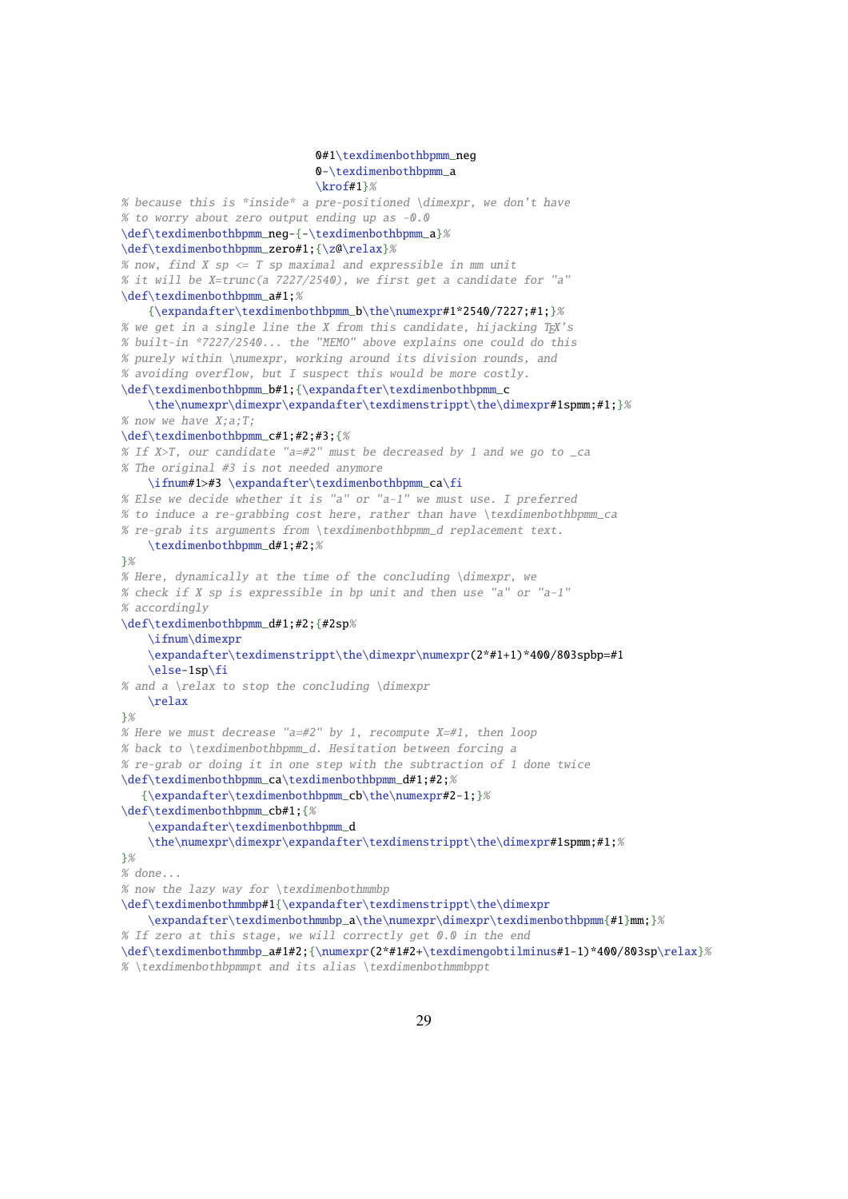```
                              0#1\texdimenbothbpmm_neg
                              0-\texdimenbothbpmm_a
                              \krof#1}%
% because this is *inside* a pre-positioned \dimexpr, we don't have
% to worry about zero output ending up as -0.0
\def\texdimenbothbpmm_neg-{-\texdimenbothbpmm_a}%
\def\texdimenbothbpmm_zero#1;{\z@\relax}%
% now, find X sp <= T sp maximal and expressible in mm unit
% it will be X=trunc(a 7227/2540), we first get a candidate for "a"
\def\texdimenbothbpmm_a#1;%
    {\expandafter\texdimenbothbpmm_b\the\numexpr#1*2540/7227;#1;}%
% we get in a single line the X from this candidate, hijacking TeX's
% built-in *7227/2540... the "MEMO" above explains one could do this
% purely within \numexpr, working around its division rounds, and
% avoiding overflow, but I suspect this would be more costly.
\def\texdimenbothbpmm_b#1;{\expandafter\texdimenbothbpmm_c
    \the\numexpr\dimexpr\expandafter\texdimenstrippt\the\dimexpr#1spmm;#1;}%
% now we have X;a;T;
\def\texdimenbothbpmm_c#1;#2;#3;{%
% If X>T, our candidate "a=#2" must be decreased by 1 and we go to _ca
% The original #3 is not needed anymore
    \ifnum#1>#3 \expandafter\texdimenbothbpmm_ca\fi
% Else we decide whether it is "a" or "a-1" we must use. I preferred
% to induce a re-grabbing cost here, rather than have \texdimenbothbpmm_ca
% re-grab its arguments from \texdimenbothbpmm_d replacement text.
    \texdimenbothbpmm_d#1;#2;%
}%
% Here, dynamically at the time of the concluding \dimexpr, we
% check if X sp is expressible in bp unit and then use "a" or "a-1"
% accordingly
\def\texdimenbothbpmm_d#1;#2;{#2sp%
    \ifnum\dimexpr
    \expandafter\texdimenstrippt\the\dimexpr\numexpr(2*#1+1)*400/803spbp=#1
    \else-1sp\fi
% and a \relax to stop the concluding \dimexpr
    \relax
}%
% Here we must decrease "a=#2" by 1, recompute X=#1, then loop
% back to \texdimenbothbpmm_d. Hesitation between forcing a
% re-grab or doing it in one step with the subtraction of 1 done twice
\def\texdimenbothbpmm_ca\texdimenbothbpmm_d#1;#2;%
   {\expandafter\texdimenbothbpmm_cb\the\numexpr#2-1;}%
\def\texdimenbothbpmm_cb#1;{%
    \expandafter\texdimenbothbpmm_d
    \the\numexpr\dimexpr\expandafter\texdimenstrippt\the\dimexpr#1spmm;#1;%
}%
% done...
% now the lazy way for \texdimenbothmmbp
\def\texdimenbothmmbp#1{\expandafter\texdimenstrippt\the\dimexpr
    \expandafter\texdimenbothmmbp_a\the\numexpr\dimexpr\texdimenbothbpmm{#1}mm;}%
% If zero at this stage, we will correctly get 0.0 in the end
\def\texdimenbothmmbp_a#1#2;{\numexpr(2*#1#2+\texdimengobtilminus#1-1)*400/803sp\relax}%
% \texdimenbothbpmmpt and its alias \texdimenbothmmbppt
```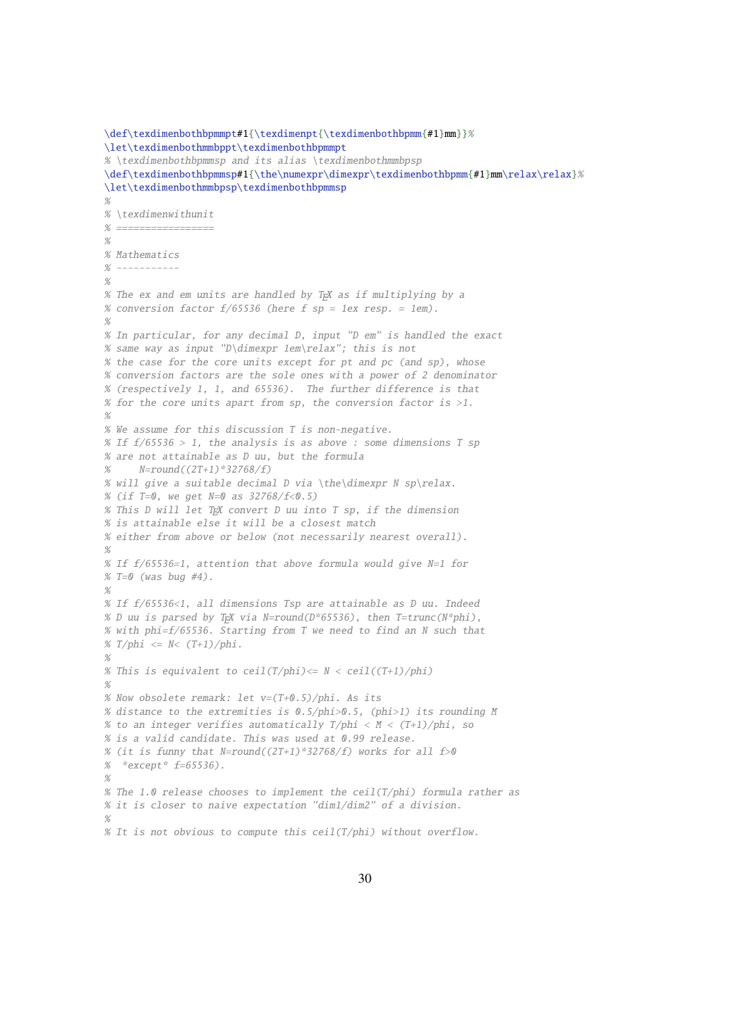```
\def\texdimenbothbpmmpt#1{\texdimenpt{\texdimenbothbpmm{#1}mm}}%
\let\texdimenbothmmbppt\texdimenbothbpmmpt
% \texdimenbothbpmmsp and its alias \texdimenbothmmbpsp
\def\texdimenbothbpmmsp#1{\the\numexpr\dimexpr\texdimenbothbpmm{#1}mm\relax\relax}%
\let\texdimenbothmmbpsp\texdimenbothbpmmsp
%
% \texdimenwithunit
% =================
%
% Mathematics
% -----------
%
% The ex and em units are handled by TeX as if multiplying by a
% conversion factor f/65536 (here f sp = 1ex resp. = 1em).
%
% In particular, for any decimal D, input "D em" is handled the exact
% same way as input "D\dimexpr 1em\relax"; this is not
% the case for the core units except for pt and pc (and sp), whose
% conversion factors are the sole ones with a power of 2 denominator
% (respectively 1, 1, and 65536).  The further difference is that
% for the core units apart from sp, the conversion factor is >1.
%
% We assume for this discussion T is non-negative.
% If f/65536 > 1, the analysis is as above : some dimensions T sp
% are not attainable as D uu, but the formula
%     N=round((2T+1)*32768/f)
% will give a suitable decimal D via \the\dimexpr N sp\relax.
% (if T=0, we get N=0 as 32768/f<0.5)
% This D will let TeX convert D uu into T sp, if the dimension
% is attainable else it will be a closest match
% either from above or below (not necessarily nearest overall).
%
% If f/65536=1, attention that above formula would give N=1 for
% T=0 (was bug #4).
%
% If f/65536<1, all dimensions Tsp are attainable as D uu. Indeed
% D uu is parsed by TeX via N=round(D*65536), then T=trunc(N*phi),
% with phi=f/65536. Starting from T we need to find an N such that
% T/phi <= N< (T+1)/phi.
%
% This is equivalent to ceil(T/phi)<= N < ceil((T+1)/phi)
%
% Now obsolete remark: let v=(T+0.5)/phi. As its
% distance to the extremities is 0.5/phi>0.5, (phi>1) its rounding M
% to an integer verifies automatically T/phi < M < (T+1)/phi, so
% is a valid candidate. This was used at 0.99 release.
% (it is funny that N=round((2T+1)*32768/f) works for all f>0
%  *except* f=65536).
%
% The 1.0 release chooses to implement the ceil(T/phi) formula rather as
% it is closer to naive expectation "dim1/dim2" of a division.
%
% It is not obvious to compute this ceil(T/phi) without overflow.
```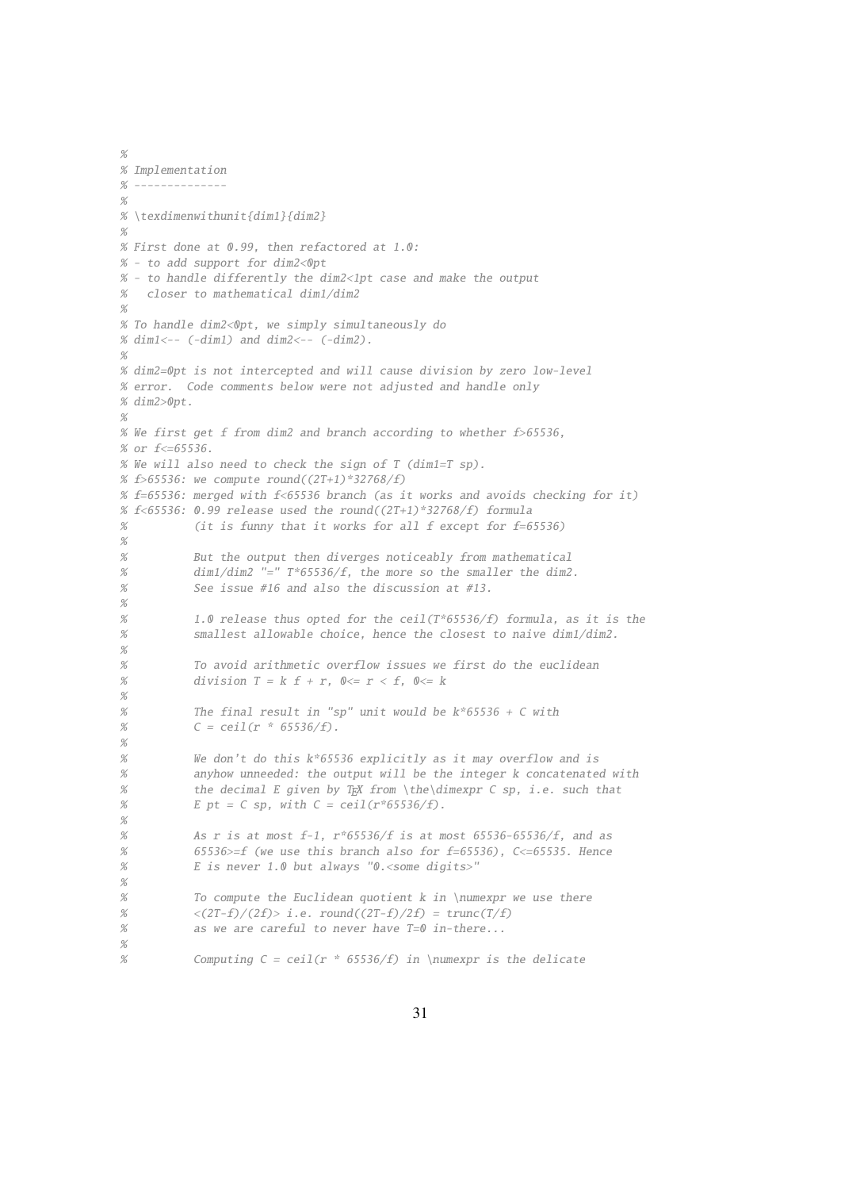```
%
% Implementation
% --------------
%
% \texdimenwithunit{dim1}{dim2}
%
% First done at 0.99, then refactored at 1.0:
% - to add support for dim2<0pt
% - to handle differently the dim2<1pt case and make the output
%   closer to mathematical dim1/dim2
%
% To handle dim2<0pt, we simply simultaneously do
% dim1<-- (-dim1) and dim2<-- (-dim2).
%
% dim2=0pt is not intercepted and will cause division by zero low-level
% error.  Code comments below were not adjusted and handle only
% dim2>0pt.
%
% We first get f from dim2 and branch according to whether f>65536,
% or f<=65536.
% We will also need to check the sign of T (dim1=T sp).
% f>65536: we compute round((2T+1)*32768/f)
% f=65536: merged with f<65536 branch (as it works and avoids checking for it)
% f<65536: 0.99 release used the round((2T+1)*32768/f) formula
%          (it is funny that it works for all f except for f=65536)
%
%          But the output then diverges noticeably from mathematical
%          dim1/dim2 "=" T*65536/f, the more so the smaller the dim2.
%          See issue #16 and also the discussion at #13.
%
%          1.0 release thus opted for the ceil(T*65536/f) formula, as it is the
%          smallest allowable choice, hence the closest to naive dim1/dim2.
%
%          To avoid arithmetic overflow issues we first do the euclidean
%          division T = k f + r, 0<= r < f, 0<= k
%
%          The final result in "sp" unit would be k*65536 + C with
%          C = ceil(r * 65536/f).
%
%          We don't do this k*65536 explicitly as it may overflow and is
%          anyhow unneeded: the output will be the integer k concatenated with
%          the decimal E given by TeX from \the\dimexpr C sp, i.e. such that
%          E pt = C sp, with C = ceil(r*65536/f).
%
%          As r is at most f-1, r*65536/f is at most 65536-65536/f, and as
%          65536>=f (we use this branch also for f=65536), C<=65535. Hence
%          E is never 1.0 but always "0.<some digits>"
%
%          To compute the Euclidean quotient k in \numexpr we use there
%          <(2T-f)/(2f)> i.e. round((2T-f)/2f) = trunc(T/f)
%          as we are careful to never have T=0 in-there...
%
%          Computing C = ceil(r * 65536/f) in \numexpr is the delicate
```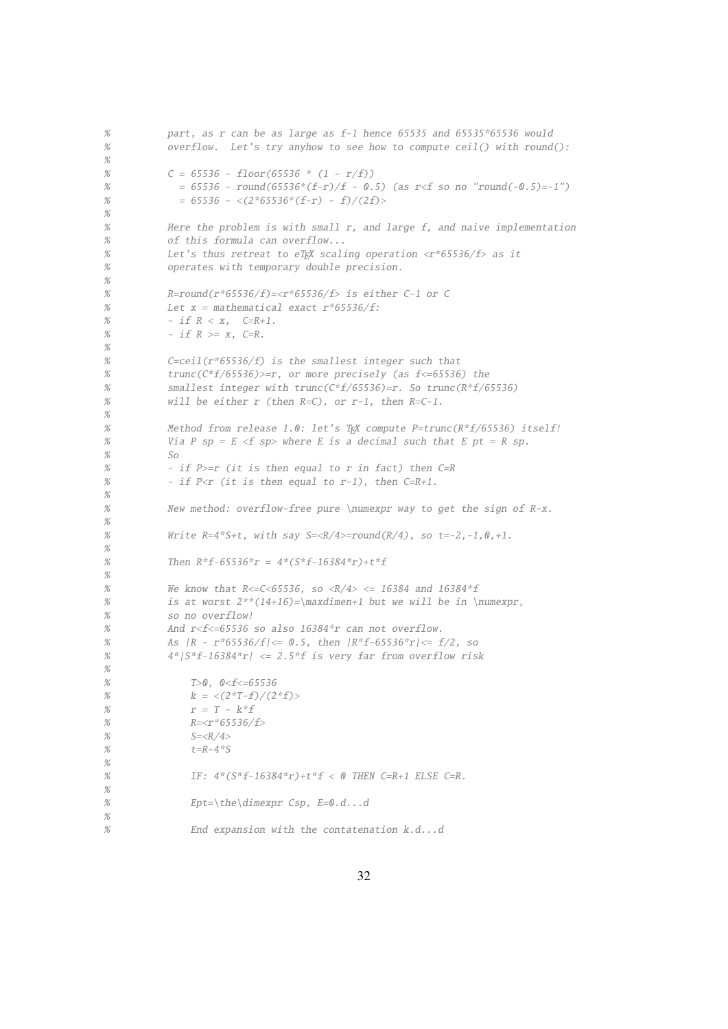```
%         part, as r can be as large as f-1 hence 65535 and 65535*65536 would
%         overflow.  Let's try anyhow to see how to compute ceil() with round():
%
%         C = 65536 - floor(65536 * (1 - r/f))
%           = 65536 - round(65536*(f-r)/f - 0.5) (as r<f so no "round(-0.5)=-1")
%           = 65536 - <(2*65536*(f-r) - f)/(2f)>
%
%         Here the problem is with small r, and large f, and naive implementation
%         of this formula can overflow...
%         Let's thus retreat to eTeX scaling operation <r*65536/f> as it
%         operates with temporary double precision.
%
%         R=round(r*65536/f)=<r*65536/f> is either C-1 or C
%         Let x = mathematical exact r*65536/f:
%         - if R < x,  C=R+1.
%         - if R >= x, C=R.
%
%         C=ceil(r*65536/f) is the smallest integer such that
%         trunc(C*f/65536)>=r, or more precisely (as f<=65536) the
%         smallest integer with trunc(C*f/65536)=r. So trunc(R*f/65536)
%         will be either r (then R=C), or r-1, then R=C-1.
%
%         Method from release 1.0: let's TeX compute P=trunc(R*f/65536) itself!
%         Via P sp = E <f sp> where E is a decimal such that E pt = R sp.
%         So
%         - if P>=r (it is then equal to r in fact) then C=R
%         - if P<r (it is then equal to r-1), then C=R+1.
%
%         New method: overflow-free pure \numexpr way to get the sign of R-x.
%
%         Write R=4*S+t, with say S=<R/4>=round(R/4), so t=-2,-1,0,+1.
%
%         Then R*f-65536*r = 4*(S*f-16384*r)+t*f
%
%         We know that R<=C<65536, so <R/4> <= 16384 and 16384*f
%         is at worst 2**(14+16)=\maxdimen+1 but we will be in \numexpr,
%         so no overflow!
%         And r<f<=65536 so also 16384*r can not overflow.
%         As |R - r*65536/f|<= 0.5, then |R*f-65536*r|<= f/2, so
%         4*|S*f-16384*r| <= 2.5*f is very far from overflow risk
%
%             T>0, 0<f<=65536
%             k = <(2*T-f)/(2*f)>
%             r = T - k*f
%             R=<r*65536/f>
%             S=<R/4>
%             t=R-4*S
%
%             IF: 4*(S*f-16384*r)+t*f < 0 THEN C=R+1 ELSE C=R.
%
%             Ept=\the\dimexpr Csp, E=0.d...d
%
%             End expansion with the contatenation k.d...d
```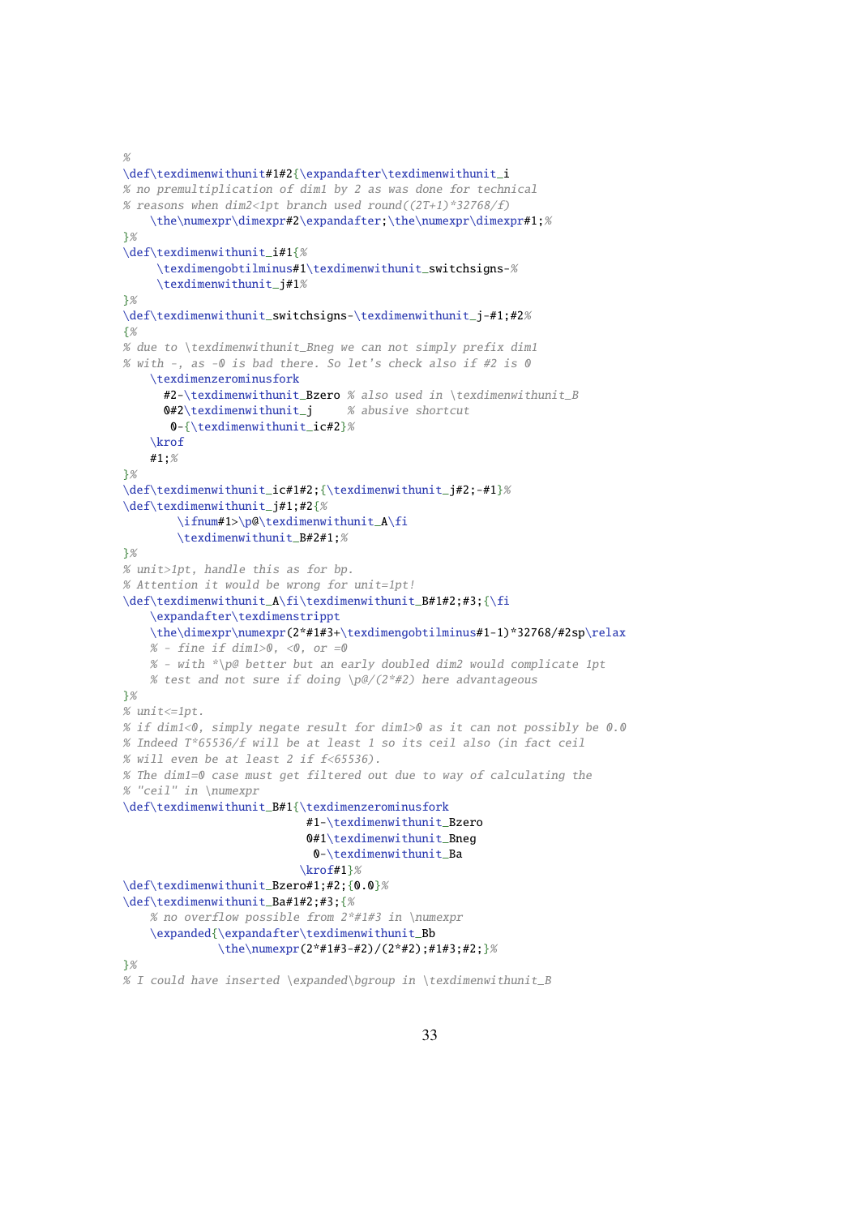```
%
\def\texdimenwithunit#1#2{\expandafter\texdimenwithunit_i
% no premultiplication of dim1 by 2 as was done for technical
% reasons when dim2<1pt branch used round((2T+1)*32768/f)
    \the\numexpr\dimexpr#2\expandafter;\the\numexpr\dimexpr#1;%
}%
\def\texdimenwithunit_i#1{%
     \texdimengobtilminus#1\texdimenwithunit_switchsigns-%
     \texdimenwithunit_j#1%
}%
\def\texdimenwithunit_switchsigns-\texdimenwithunit_j-#1;#2%
{%
% due to \texdimenwithunit_Bneg we can not simply prefix dim1
% with -, as -0 is bad there. So let's check also if #2 is 0
    \texdimenzerominusfork
      #2-\texdimenwithunit_Bzero % also used in \texdimenwithunit_B
      0#2\texdimenwithunit_j     % abusive shortcut
       0-{\texdimenwithunit_ic#2}%
    \krof
    #1;%
}%
\def\texdimenwithunit_ic#1#2;{\texdimenwithunit_j#2;-#1}%
\def\texdimenwithunit_j#1;#2{%
        \ifnum#1>\p@\texdimenwithunit_A\fi
        \texdimenwithunit_B#2#1;%
}%
% unit>1pt, handle this as for bp.
% Attention it would be wrong for unit=1pt!
\def\texdimenwithunit_A\fi\texdimenwithunit_B#1#2;#3;{\fi
    \expandafter\texdimenstrippt
    \the\dimexpr\numexpr(2*#1#3+\texdimengobtilminus#1-1)*32768/#2sp\relax
    % - fine if dim1>0, <0, or =0
    % - with *\p@ better but an early doubled dim2 would complicate 1pt
    % test and not sure if doing \p@/(2*#2) here advantageous
}%
% unit<=1pt.
% if dim1<0, simply negate result for dim1>0 as it can not possibly be 0.0
% Indeed T*65536/f will be at least 1 so its ceil also (in fact ceil
% will even be at least 2 if f<65536).
% The dim1=0 case must get filtered out due to way of calculating the
% "ceil" in \numexpr
\def\texdimenwithunit_B#1{\texdimenzerominusfork
                           #1-\texdimenwithunit_Bzero
                           0#1\texdimenwithunit_Bneg
                            0-\texdimenwithunit_Ba
                          \krof#1}%
\def\texdimenwithunit_Bzero#1;#2;{0.0}%
\def\texdimenwithunit_Ba#1#2;#3;{%
    % no overflow possible from 2*#1#3 in \numexpr
    \expanded{\expandafter\texdimenwithunit_Bb
             \the\numexpr(2*#1#3-#2)/(2*#2);#1#3;#2;}%
}%
% I could have inserted \expanded\bgroup in \texdimenwithunit_B
```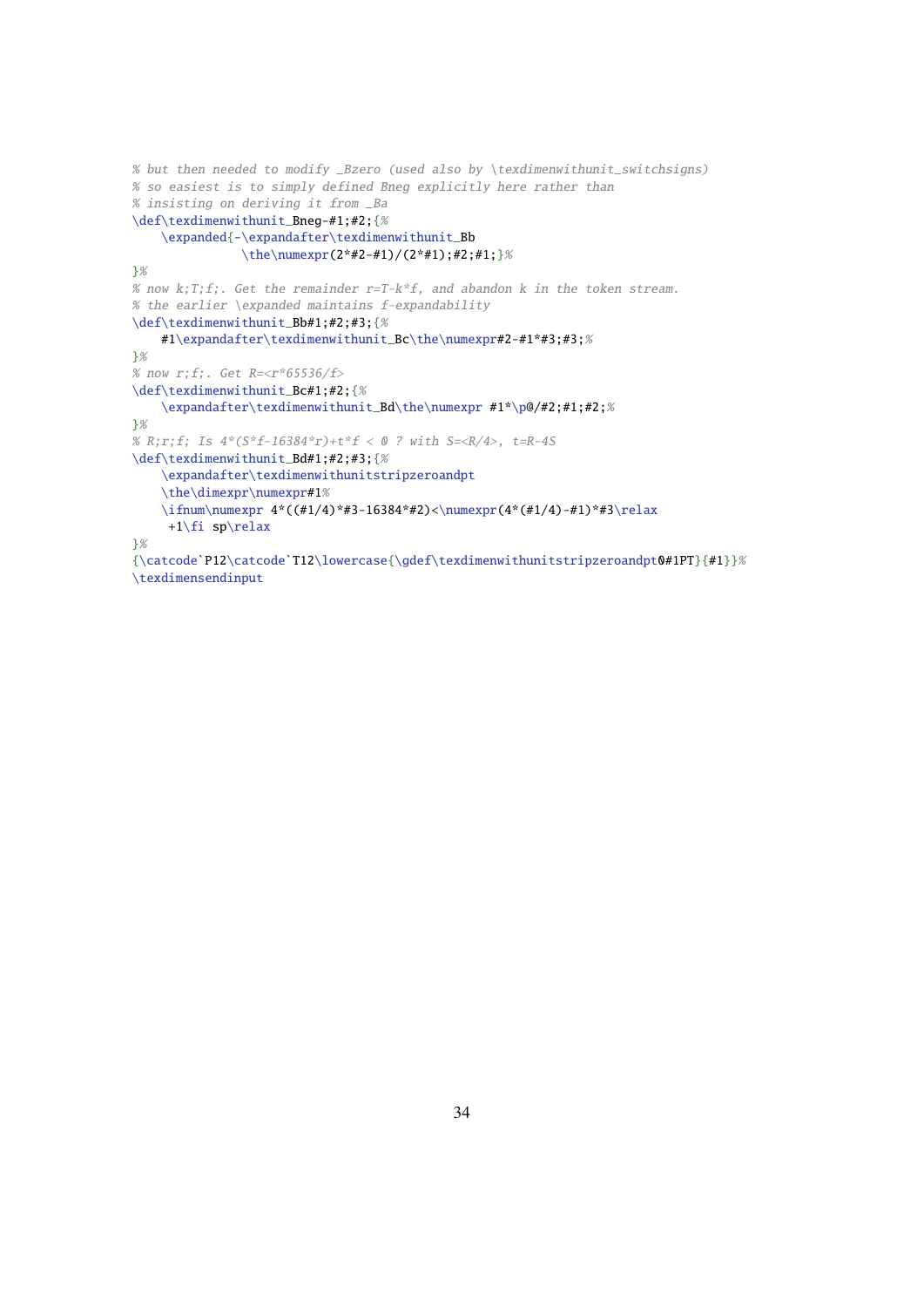```
% but then needed to modify _Bzero (used also by \texdimenwithunit_switchsigns)
% so easiest is to simply defined Bneg explicitly here rather than
% insisting on deriving it from _Ba
\def\texdimenwithunit_Bneg-#1;#2;{%
    \expanded{-\expandafter\texdimenwithunit_Bb
              \the\numexpr(2*#2-#1)/(2*#1);#2;#1;}%
}%
% now k;T;f;. Get the remainder r=T-k*f, and abandon k in the token stream.
% the earlier \expanded maintains f-expandability
\def\texdimenwithunit_Bb#1;#2;#3;{%
    #1\expandafter\texdimenwithunit_Bc\the\numexpr#2-#1*#3;#3;%
}%
% now r;f;. Get R=<r*65536/f>
\def\texdimenwithunit_Bc#1;#2;{%
    \expandafter\texdimenwithunit_Bd\the\numexpr #1*\p@/#2;#1;#2;%
}%
% R;r;f; Is 4*(S*f-16384*r)+t*f < 0 ? with S=<R/4>, t=R-4S
\def\texdimenwithunit_Bd#1;#2;#3;{%
    \expandafter\texdimenwithunitstripzeroandpt
    \the\dimexpr\numexpr#1%
    \ifnum\numexpr 4*((#1/4)*#3-16384*#2)<\numexpr(4*(#1/4)-#1)*#3\relax
     +1\fi sp\relax
}%
{\catcode`P12\catcode`T12\lowercase{\gdef\texdimenwithunitstripzeroandpt0#1PT}{#1}}%
\texdimensendinput
```